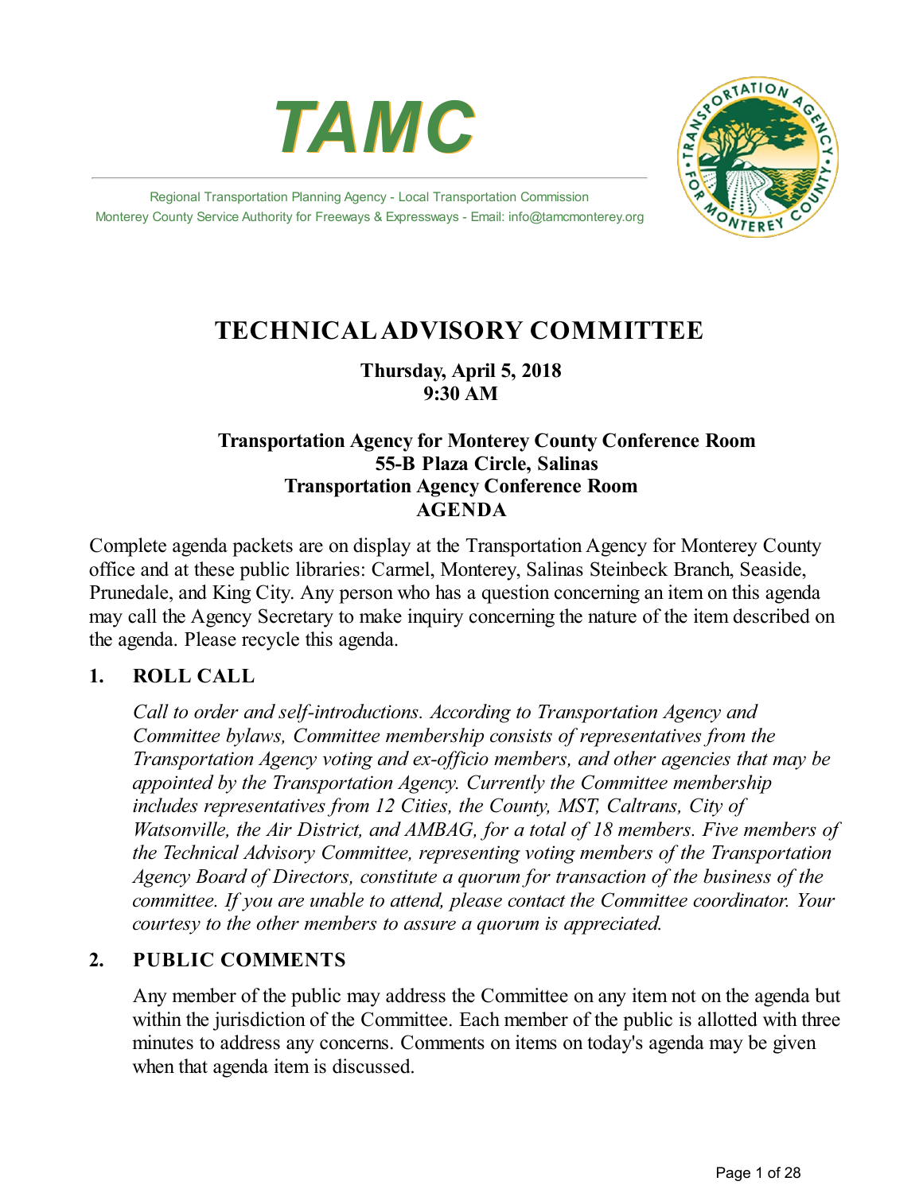# TAMC

Regional Transportation Planning Agency - Local Transportation Commission
Monterey County Service Authority for Freeways & Expressways - Email: info@tamcmonterey.org

## TECHNICAL ADVISORY COMMITTEE

**Thursday, April 5, 2018**
**9:30 AM**

**Transportation Agency for Monterey County Conference Room**
**55-B Plaza Circle, Salinas**
**Transportation Agency Conference Room**
**AGENDA**

Complete agenda packets are on display at the Transportation Agency for Monterey County office and at these public libraries: Carmel, Monterey, Salinas Steinbeck Branch, Seaside, Prunedale, and King City. Any person who has a question concerning an item on this agenda may call the Agency Secretary to make inquiry concerning the nature of the item described on the agenda. Please recycle this agenda.

### 1. ROLL CALL

*Call to order and self-introductions. According to Transportation Agency and Committee bylaws, Committee membership consists of representatives from the Transportation Agency voting and ex-officio members, and other agencies that may be appointed by the Transportation Agency. Currently the Committee membership includes representatives from 12 Cities, the County, MST, Caltrans, City of Watsonville, the Air District, and AMBAG, for a total of 18 members. Five members of the Technical Advisory Committee, representing voting members of the Transportation Agency Board of Directors, constitute a quorum for transaction of the business of the committee. If you are unable to attend, please contact the Committee coordinator. Your courtesy to the other members to assure a quorum is appreciated.*

### 2. PUBLIC COMMENTS

Any member of the public may address the Committee on any item not on the agenda but within the jurisdiction of the Committee. Each member of the public is allotted with three minutes to address any concerns. Comments on items on today's agenda may be given when that agenda item is discussed.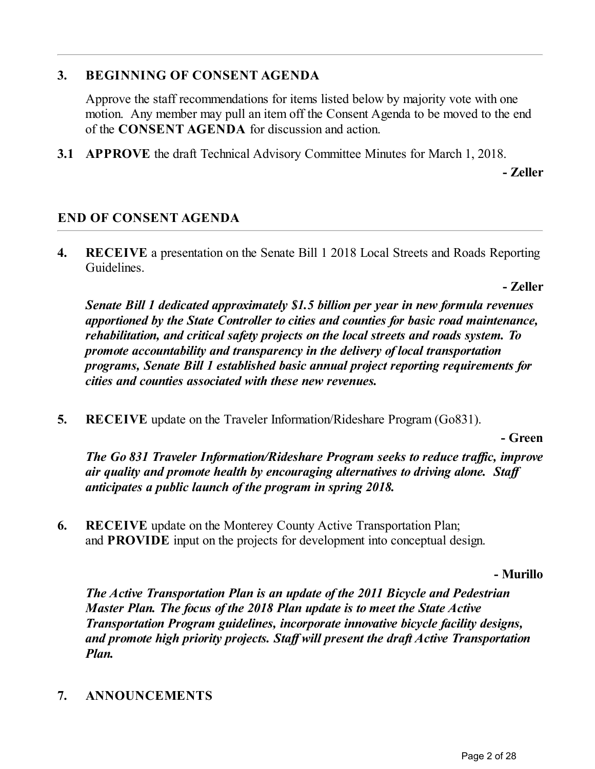## 3. BEGINNING OF CONSENT AGENDA

Approve the staff recommendations for items listed below by majority vote with one motion. Any member may pull an item off the Consent Agenda to be moved to the end of the **CONSENT AGENDA** for discussion and action.

**3.1 APPROVE** the draft Technical Advisory Committee Minutes for March 1, 2018.

**- Zeller**

## END OF CONSENT AGENDA

**4. RECEIVE** a presentation on the Senate Bill 1 2018 Local Streets and Roads Reporting Guidelines.

**- Zeller**

***Senate Bill 1 dedicated approximately $1.5 billion per year in new formula revenues apportioned by the State Controller to cities and counties for basic road maintenance, rehabilitation, and critical safety projects on the local streets and roads system. To promote accountability and transparency in the delivery of local transportation programs, Senate Bill 1 established basic annual project reporting requirements for cities and counties associated with these new revenues.***

**5. RECEIVE** update on the Traveler Information/Rideshare Program (Go831).

**- Green**

***The Go 831 Traveler Information/Rideshare Program seeks to reduce traffic, improve air quality and promote health by encouraging alternatives to driving alone. Staff anticipates a public launch of the program in spring 2018.***

**6. RECEIVE** update on the Monterey County Active Transportation Plan; and **PROVIDE** input on the projects for development into conceptual design.

**- Murillo**

***The Active Transportation Plan is an update of the 2011 Bicycle and Pedestrian Master Plan. The focus of the 2018 Plan update is to meet the State Active Transportation Program guidelines, incorporate innovative bicycle facility designs, and promote high priority projects. Staff will present the draft Active Transportation Plan.***

## 7. ANNOUNCEMENTS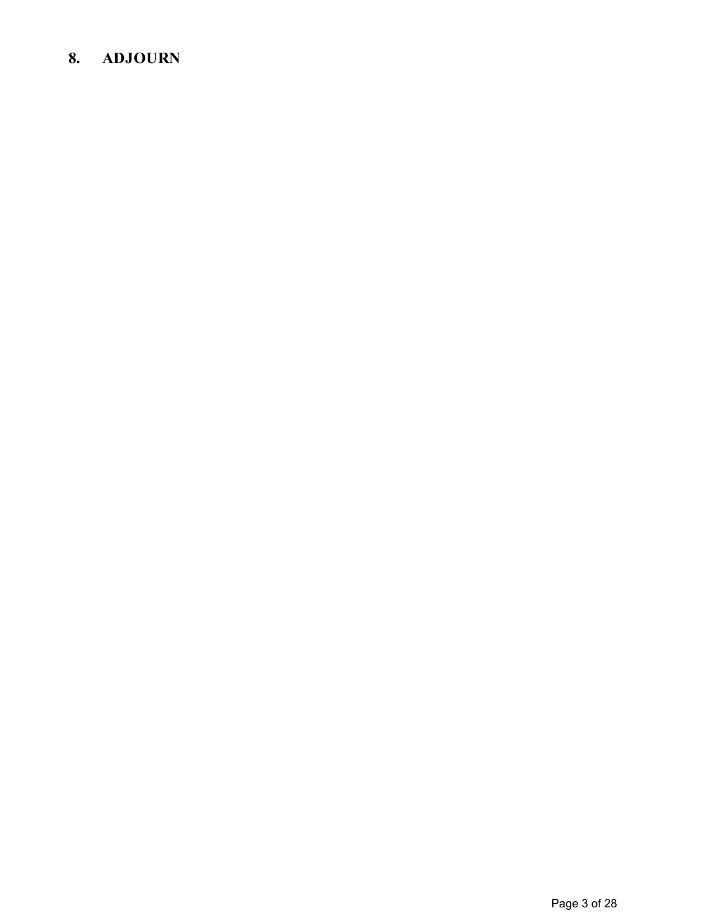## 8. ADJOURN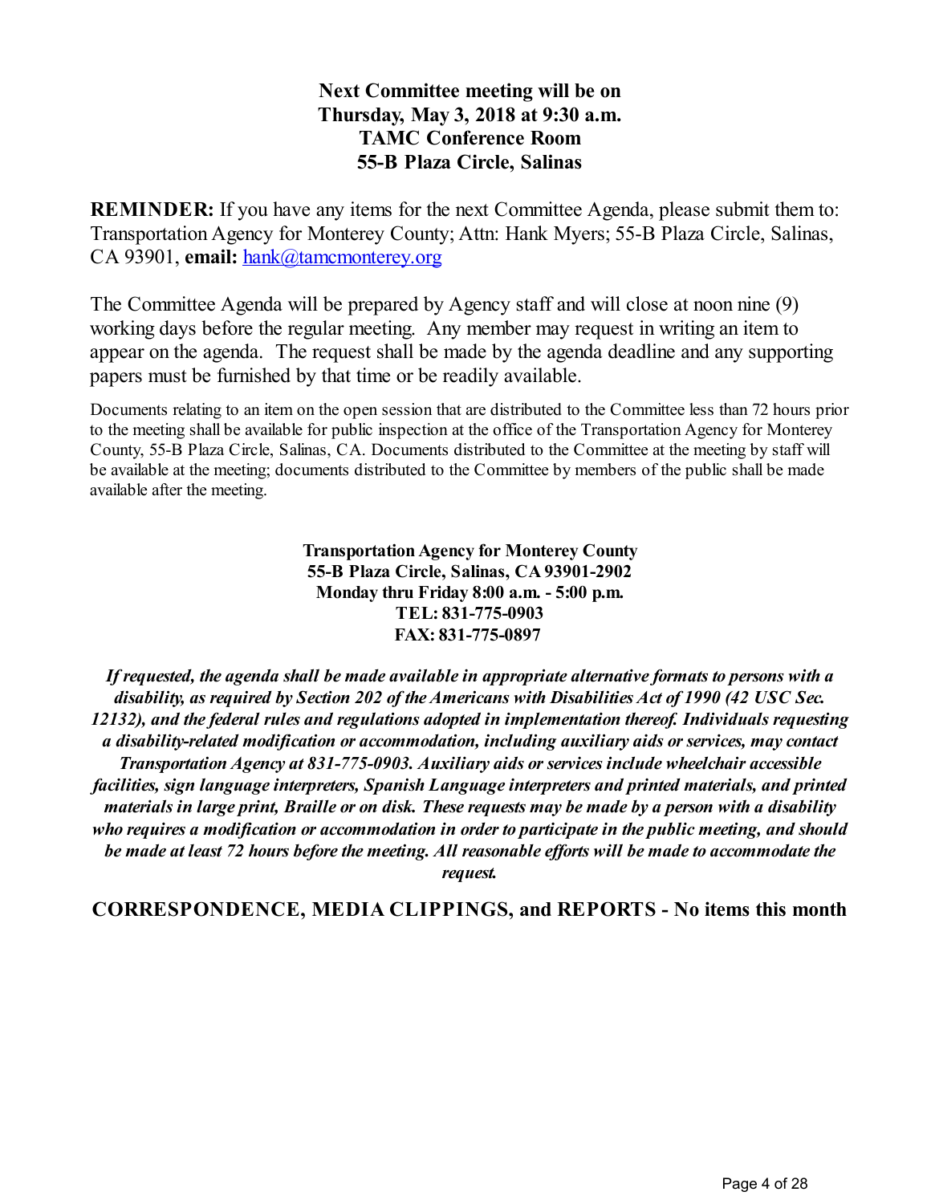**Next Committee meeting will be on**
**Thursday, May 3, 2018 at 9:30 a.m.**
**TAMC Conference Room**
**55-B Plaza Circle, Salinas**

**REMINDER:** If you have any items for the next Committee Agenda, please submit them to: Transportation Agency for Monterey County; Attn: Hank Myers; 55-B Plaza Circle, Salinas, CA 93901, **email:** hank@tamcmonterey.org

The Committee Agenda will be prepared by Agency staff and will close at noon nine (9) working days before the regular meeting. Any member may request in writing an item to appear on the agenda. The request shall be made by the agenda deadline and any supporting papers must be furnished by that time or be readily available.

Documents relating to an item on the open session that are distributed to the Committee less than 72 hours prior to the meeting shall be available for public inspection at the office of the Transportation Agency for Monterey County, 55-B Plaza Circle, Salinas, CA. Documents distributed to the Committee at the meeting by staff will be available at the meeting; documents distributed to the Committee by members of the public shall be made available after the meeting.

**Transportation Agency for Monterey County**
**55-B Plaza Circle, Salinas, CA 93901-2902**
**Monday thru Friday 8:00 a.m. - 5:00 p.m.**
**TEL: 831-775-0903**
**FAX: 831-775-0897**

***If requested, the agenda shall be made available in appropriate alternative formats to persons with a disability, as required by Section 202 of the Americans with Disabilities Act of 1990 (42 USC Sec. 12132), and the federal rules and regulations adopted in implementation thereof. Individuals requesting a disability-related modification or accommodation, including auxiliary aids or services, may contact Transportation Agency at 831-775-0903. Auxiliary aids or services include wheelchair accessible facilities, sign language interpreters, Spanish Language interpreters and printed materials, and printed materials in large print, Braille or on disk. These requests may be made by a person with a disability who requires a modification or accommodation in order to participate in the public meeting, and should be made at least 72 hours before the meeting. All reasonable efforts will be made to accommodate the request.***

**CORRESPONDENCE, MEDIA CLIPPINGS, and REPORTS - No items this month**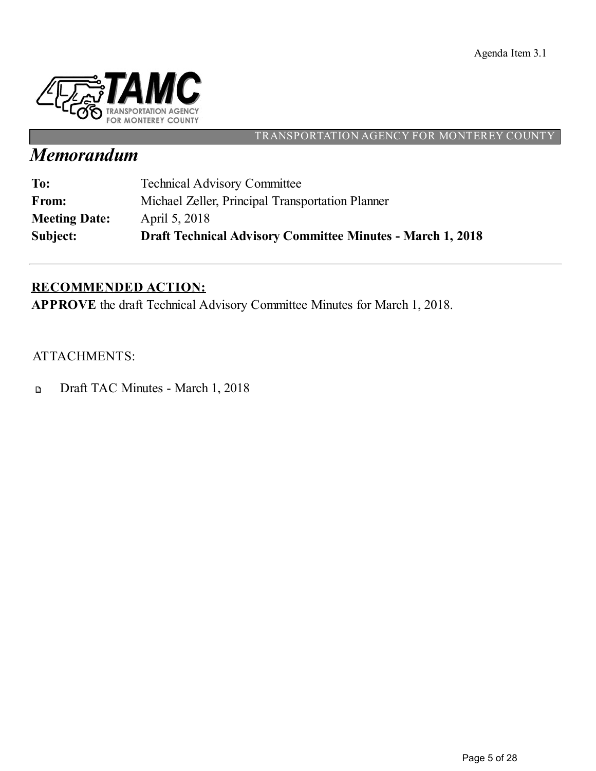Agenda Item 3.1

TRANSPORTATION AGENCY FOR MONTEREY COUNTY

# *Memorandum*

| | |
|---|---|
| **To:** | Technical Advisory Committee |
| **From:** | Michael Zeller, Principal Transportation Planner |
| **Meeting Date:** | April 5, 2018 |
| **Subject:** | **Draft Technical Advisory Committee Minutes - March 1, 2018** |

---

## RECOMMENDED ACTION:

**APPROVE** the draft Technical Advisory Committee Minutes for March 1, 2018.

ATTACHMENTS:

- Draft TAC Minutes - March 1, 2018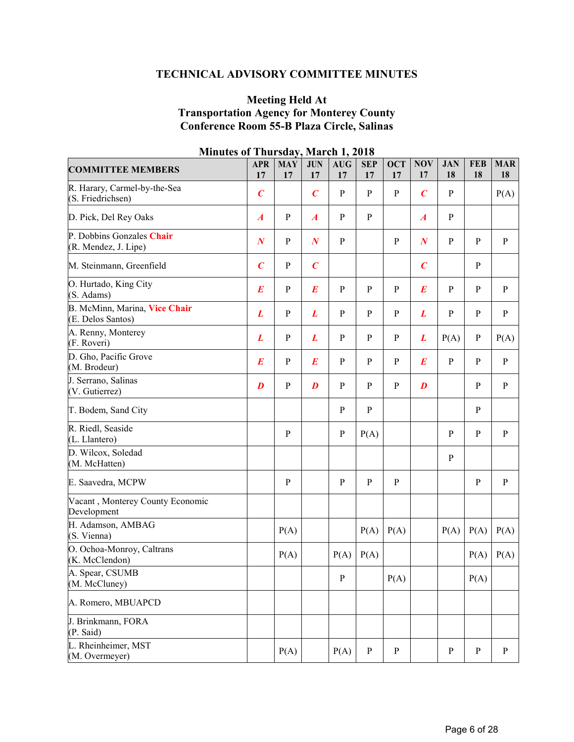# TECHNICAL ADVISORY COMMITTEE MINUTES

## Meeting Held At
## Transportation Agency for Monterey County
## Conference Room 55-B Plaza Circle, Salinas

### Minutes of Thursday, March 1, 2018

| COMMITTEE MEMBERS | APR 17 | MAY 17 | JUN 17 | AUG 17 | SEP 17 | OCT 17 | NOV 17 | JAN 18 | FEB 18 | MAR 18 |
|---|---|---|---|---|---|---|---|---|---|---|
| R. Harary, Carmel-by-the-Sea (S. Friedrichsen) | ***C*** | | ***C*** | P | P | P | ***C*** | P | | P(A) |
| D. Pick, Del Rey Oaks | ***A*** | P | ***A*** | P | P | | ***A*** | P | | |
| P. Dobbins Gonzales **Chair** (R. Mendez, J. Lipe) | ***N*** | P | ***N*** | P | | P | ***N*** | P | P | P |
| M. Steinmann, Greenfield | ***C*** | P | ***C*** | | | | ***C*** | | P | |
| O. Hurtado, King City (S. Adams) | ***E*** | P | ***E*** | P | P | P | ***E*** | P | P | P |
| B. McMinn, Marina, **Vice Chair** (E. Delos Santos) | ***L*** | P | ***L*** | P | P | P | ***L*** | P | P | P |
| A. Renny, Monterey (F. Roveri) | ***L*** | P | ***L*** | P | P | P | ***L*** | P(A) | P | P(A) |
| D. Gho, Pacific Grove (M. Brodeur) | ***E*** | P | ***E*** | P | P | P | ***E*** | P | P | P |
| J. Serrano, Salinas (V. Gutierrez) | ***D*** | P | ***D*** | P | P | P | ***D*** | | P | P |
| T. Bodem, Sand City | | | | P | P | | | | P | |
| R. Riedl, Seaside (L. Llantero) | | P | | P | P(A) | | | P | P | P |
| D. Wilcox, Soledad (M. McHatten) | | | | | | | | P | | |
| E. Saavedra, MCPW | | P | | P | P | P | | | P | P |
| Vacant , Monterey County Economic Development | | | | | | | | | | |
| H. Adamson, AMBAG (S. Vienna) | | P(A) | | | P(A) | P(A) | | P(A) | P(A) | P(A) |
| O. Ochoa-Monroy, Caltrans (K. McClendon) | | P(A) | | P(A) | P(A) | | | | P(A) | P(A) |
| A. Spear, CSUMB (M. McCluney) | | | | P | | P(A) | | | P(A) | |
| A. Romero, MBUAPCD | | | | | | | | | | |
| J. Brinkmann, FORA (P. Said) | | | | | | | | | | |
| L. Rheinheimer, MST (M. Overmeyer) | | P(A) | | P(A) | P | P | | P | P | P |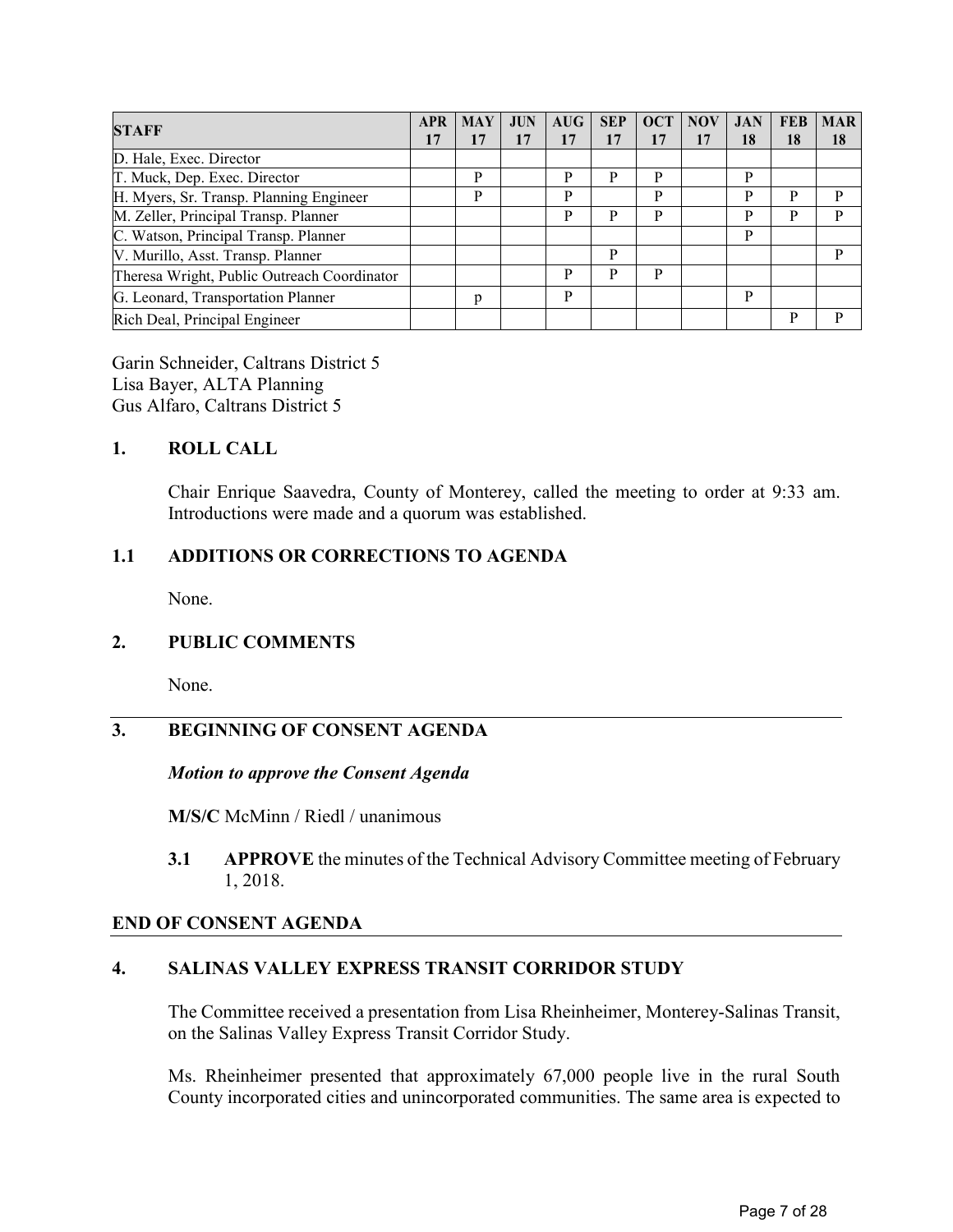| STAFF | APR 17 | MAY 17 | JUN 17 | AUG 17 | SEP 17 | OCT 17 | NOV 17 | JAN 18 | FEB 18 | MAR 18 |
|---|---|---|---|---|---|---|---|---|---|---|
| D. Hale, Exec. Director | | | | | | | | | | |
| T. Muck, Dep. Exec. Director | | P | | P | P | P | | P | | |
| H. Myers, Sr. Transp. Planning Engineer | | P | | P | | P | | P | P | P |
| M. Zeller, Principal Transp. Planner | | | | P | P | P | | P | P | P |
| C. Watson, Principal Transp. Planner | | | | | | | | P | | |
| V. Murillo, Asst. Transp. Planner | | | | | P | | | | | P |
| Theresa Wright, Public Outreach Coordinator | | | | P | P | P | | | | |
| G. Leonard, Transportation Planner | | p | | P | | | | P | | |
| Rich Deal, Principal Engineer | | | | | | | | | P | P |

Garin Schneider, Caltrans District 5
Lisa Bayer, ALTA Planning
Gus Alfaro, Caltrans District 5

## 1. ROLL CALL

Chair Enrique Saavedra, County of Monterey, called the meeting to order at 9:33 am. Introductions were made and a quorum was established.

## 1.1 ADDITIONS OR CORRECTIONS TO AGENDA

None.

## 2. PUBLIC COMMENTS

None.

## 3. BEGINNING OF CONSENT AGENDA

***Motion to approve the Consent Agenda***

**M/S/C** McMinn / Riedl / unanimous

**3.1 APPROVE** the minutes of the Technical Advisory Committee meeting of February 1, 2018.

**END OF CONSENT AGENDA**

## 4. SALINAS VALLEY EXPRESS TRANSIT CORRIDOR STUDY

The Committee received a presentation from Lisa Rheinheimer, Monterey-Salinas Transit, on the Salinas Valley Express Transit Corridor Study.

Ms. Rheinheimer presented that approximately 67,000 people live in the rural South County incorporated cities and unincorporated communities. The same area is expected to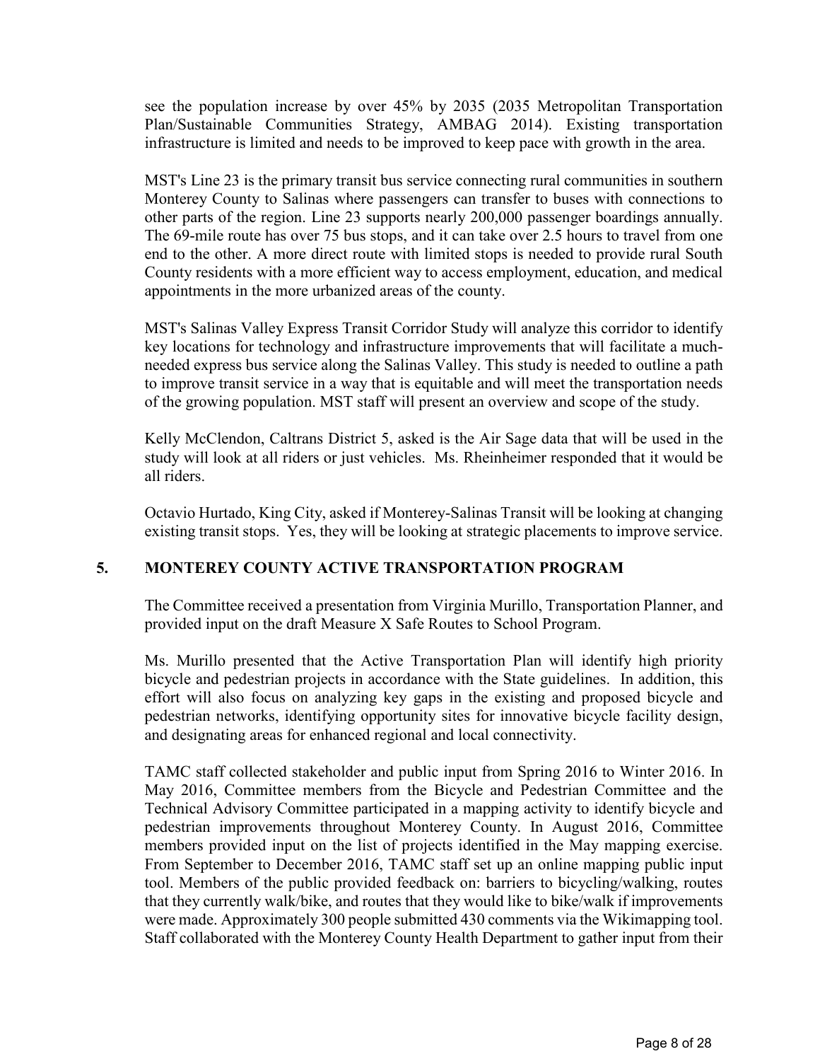see the population increase by over 45% by 2035 (2035 Metropolitan Transportation Plan/Sustainable Communities Strategy, AMBAG 2014). Existing transportation infrastructure is limited and needs to be improved to keep pace with growth in the area.

MST's Line 23 is the primary transit bus service connecting rural communities in southern Monterey County to Salinas where passengers can transfer to buses with connections to other parts of the region. Line 23 supports nearly 200,000 passenger boardings annually. The 69-mile route has over 75 bus stops, and it can take over 2.5 hours to travel from one end to the other. A more direct route with limited stops is needed to provide rural South County residents with a more efficient way to access employment, education, and medical appointments in the more urbanized areas of the county.

MST's Salinas Valley Express Transit Corridor Study will analyze this corridor to identify key locations for technology and infrastructure improvements that will facilitate a much-needed express bus service along the Salinas Valley. This study is needed to outline a path to improve transit service in a way that is equitable and will meet the transportation needs of the growing population. MST staff will present an overview and scope of the study.

Kelly McClendon, Caltrans District 5, asked is the Air Sage data that will be used in the study will look at all riders or just vehicles. Ms. Rheinheimer responded that it would be all riders.

Octavio Hurtado, King City, asked if Monterey-Salinas Transit will be looking at changing existing transit stops. Yes, they will be looking at strategic placements to improve service.

## 5. MONTEREY COUNTY ACTIVE TRANSPORTATION PROGRAM

The Committee received a presentation from Virginia Murillo, Transportation Planner, and provided input on the draft Measure X Safe Routes to School Program.

Ms. Murillo presented that the Active Transportation Plan will identify high priority bicycle and pedestrian projects in accordance with the State guidelines. In addition, this effort will also focus on analyzing key gaps in the existing and proposed bicycle and pedestrian networks, identifying opportunity sites for innovative bicycle facility design, and designating areas for enhanced regional and local connectivity.

TAMC staff collected stakeholder and public input from Spring 2016 to Winter 2016. In May 2016, Committee members from the Bicycle and Pedestrian Committee and the Technical Advisory Committee participated in a mapping activity to identify bicycle and pedestrian improvements throughout Monterey County. In August 2016, Committee members provided input on the list of projects identified in the May mapping exercise. From September to December 2016, TAMC staff set up an online mapping public input tool. Members of the public provided feedback on: barriers to bicycling/walking, routes that they currently walk/bike, and routes that they would like to bike/walk if improvements were made. Approximately 300 people submitted 430 comments via the Wikimapping tool. Staff collaborated with the Monterey County Health Department to gather input from their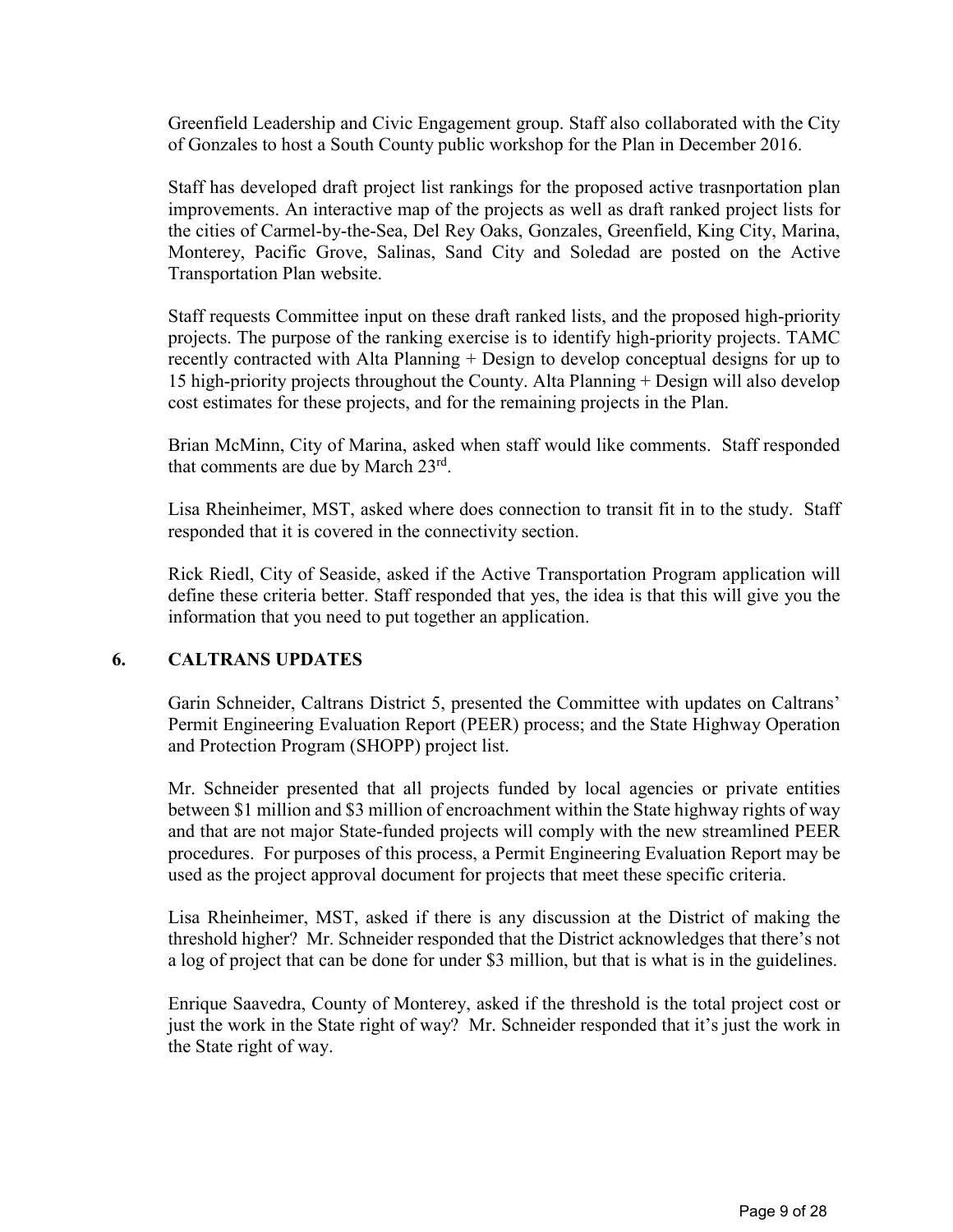Greenfield Leadership and Civic Engagement group. Staff also collaborated with the City of Gonzales to host a South County public workshop for the Plan in December 2016.

Staff has developed draft project list rankings for the proposed active trasnportation plan improvements. An interactive map of the projects as well as draft ranked project lists for the cities of Carmel-by-the-Sea, Del Rey Oaks, Gonzales, Greenfield, King City, Marina, Monterey, Pacific Grove, Salinas, Sand City and Soledad are posted on the Active Transportation Plan website.

Staff requests Committee input on these draft ranked lists, and the proposed high-priority projects. The purpose of the ranking exercise is to identify high-priority projects. TAMC recently contracted with Alta Planning + Design to develop conceptual designs for up to 15 high-priority projects throughout the County. Alta Planning + Design will also develop cost estimates for these projects, and for the remaining projects in the Plan.

Brian McMinn, City of Marina, asked when staff would like comments. Staff responded that comments are due by March 23rd.

Lisa Rheinheimer, MST, asked where does connection to transit fit in to the study. Staff responded that it is covered in the connectivity section.

Rick Riedl, City of Seaside, asked if the Active Transportation Program application will define these criteria better. Staff responded that yes, the idea is that this will give you the information that you need to put together an application.

## 6. CALTRANS UPDATES

Garin Schneider, Caltrans District 5, presented the Committee with updates on Caltrans' Permit Engineering Evaluation Report (PEER) process; and the State Highway Operation and Protection Program (SHOPP) project list.

Mr. Schneider presented that all projects funded by local agencies or private entities between $1 million and $3 million of encroachment within the State highway rights of way and that are not major State-funded projects will comply with the new streamlined PEER procedures. For purposes of this process, a Permit Engineering Evaluation Report may be used as the project approval document for projects that meet these specific criteria.

Lisa Rheinheimer, MST, asked if there is any discussion at the District of making the threshold higher? Mr. Schneider responded that the District acknowledges that there's not a log of project that can be done for under $3 million, but that is what is in the guidelines.

Enrique Saavedra, County of Monterey, asked if the threshold is the total project cost or just the work in the State right of way? Mr. Schneider responded that it's just the work in the State right of way.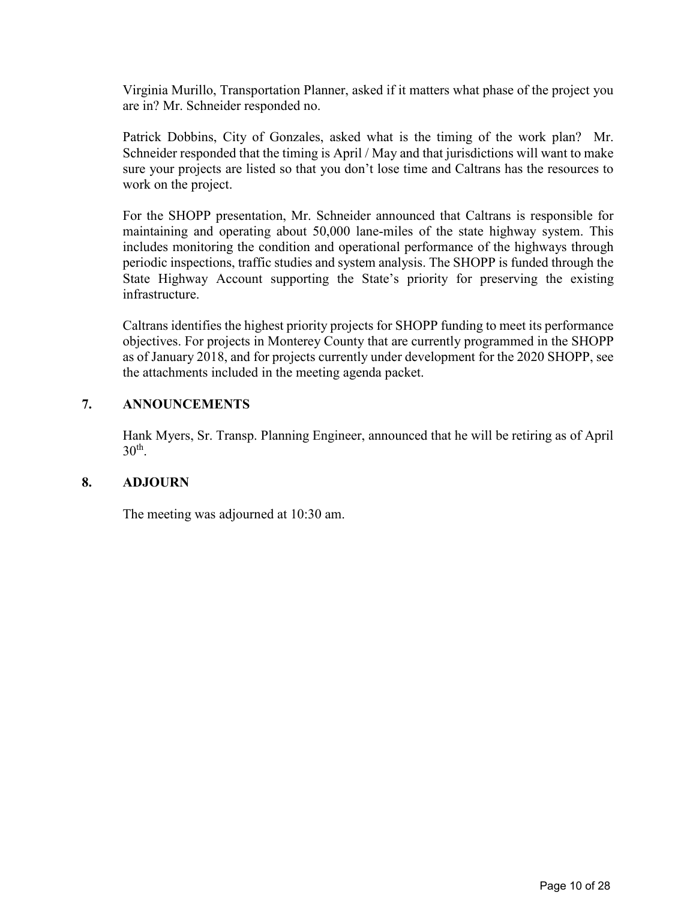Virginia Murillo, Transportation Planner, asked if it matters what phase of the project you are in? Mr. Schneider responded no.

Patrick Dobbins, City of Gonzales, asked what is the timing of the work plan? Mr. Schneider responded that the timing is April / May and that jurisdictions will want to make sure your projects are listed so that you don't lose time and Caltrans has the resources to work on the project.

For the SHOPP presentation, Mr. Schneider announced that Caltrans is responsible for maintaining and operating about 50,000 lane-miles of the state highway system. This includes monitoring the condition and operational performance of the highways through periodic inspections, traffic studies and system analysis. The SHOPP is funded through the State Highway Account supporting the State's priority for preserving the existing infrastructure.

Caltrans identifies the highest priority projects for SHOPP funding to meet its performance objectives. For projects in Monterey County that are currently programmed in the SHOPP as of January 2018, and for projects currently under development for the 2020 SHOPP, see the attachments included in the meeting agenda packet.

## 7. ANNOUNCEMENTS

Hank Myers, Sr. Transp. Planning Engineer, announced that he will be retiring as of April 30th.

## 8. ADJOURN

The meeting was adjourned at 10:30 am.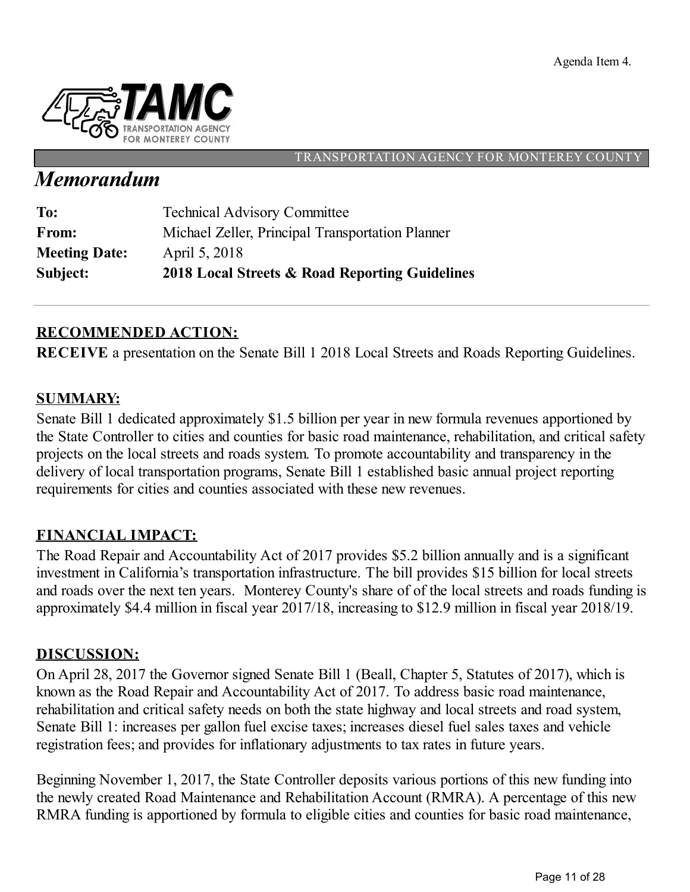Agenda Item 4.

TRANSPORTATION AGENCY FOR MONTEREY COUNTY

# *Memorandum*

| | |
|---|---|
| **To:** | Technical Advisory Committee |
| **From:** | Michael Zeller, Principal Transportation Planner |
| **Meeting Date:** | April 5, 2018 |
| **Subject:** | **2018 Local Streets & Road Reporting Guidelines** |

---

## RECOMMENDED ACTION:

**RECEIVE** a presentation on the Senate Bill 1 2018 Local Streets and Roads Reporting Guidelines.

## SUMMARY:

Senate Bill 1 dedicated approximately $1.5 billion per year in new formula revenues apportioned by the State Controller to cities and counties for basic road maintenance, rehabilitation, and critical safety projects on the local streets and roads system. To promote accountability and transparency in the delivery of local transportation programs, Senate Bill 1 established basic annual project reporting requirements for cities and counties associated with these new revenues.

## FINANCIAL IMPACT:

The Road Repair and Accountability Act of 2017 provides $5.2 billion annually and is a significant investment in California's transportation infrastructure. The bill provides $15 billion for local streets and roads over the next ten years. Monterey County's share of of the local streets and roads funding is approximately $4.4 million in fiscal year 2017/18, increasing to $12.9 million in fiscal year 2018/19.

## DISCUSSION:

On April 28, 2017 the Governor signed Senate Bill 1 (Beall, Chapter 5, Statutes of 2017), which is known as the Road Repair and Accountability Act of 2017. To address basic road maintenance, rehabilitation and critical safety needs on both the state highway and local streets and road system, Senate Bill 1: increases per gallon fuel excise taxes; increases diesel fuel sales taxes and vehicle registration fees; and provides for inflationary adjustments to tax rates in future years.

Beginning November 1, 2017, the State Controller deposits various portions of this new funding into the newly created Road Maintenance and Rehabilitation Account (RMRA). A percentage of this new RMRA funding is apportioned by formula to eligible cities and counties for basic road maintenance,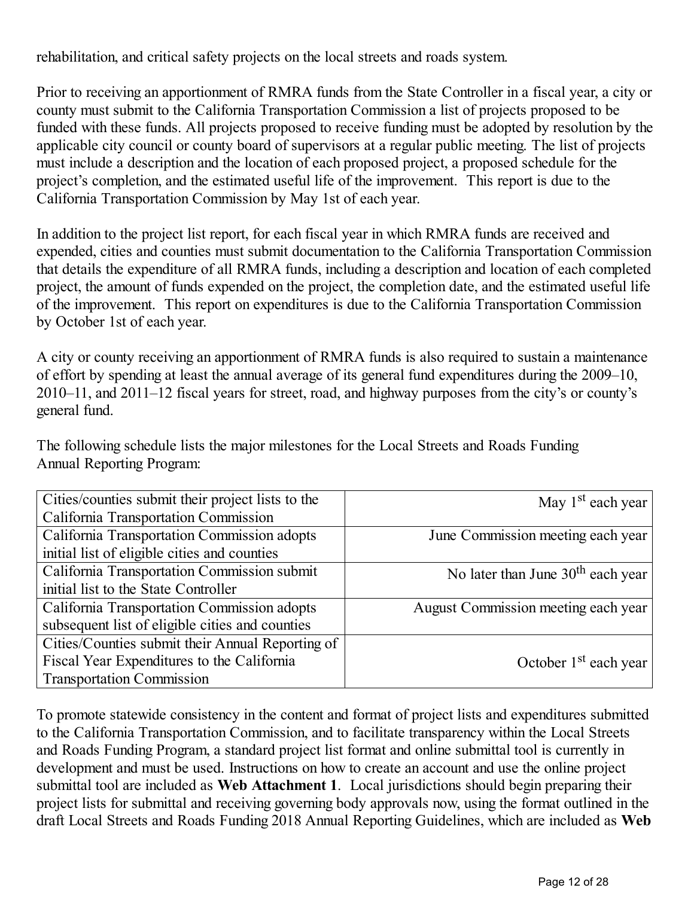rehabilitation, and critical safety projects on the local streets and roads system.

Prior to receiving an apportionment of RMRA funds from the State Controller in a fiscal year, a city or county must submit to the California Transportation Commission a list of projects proposed to be funded with these funds. All projects proposed to receive funding must be adopted by resolution by the applicable city council or county board of supervisors at a regular public meeting. The list of projects must include a description and the location of each proposed project, a proposed schedule for the project's completion, and the estimated useful life of the improvement. This report is due to the California Transportation Commission by May 1st of each year.

In addition to the project list report, for each fiscal year in which RMRA funds are received and expended, cities and counties must submit documentation to the California Transportation Commission that details the expenditure of all RMRA funds, including a description and location of each completed project, the amount of funds expended on the project, the completion date, and the estimated useful life of the improvement. This report on expenditures is due to the California Transportation Commission by October 1st of each year.

A city or county receiving an apportionment of RMRA funds is also required to sustain a maintenance of effort by spending at least the annual average of its general fund expenditures during the 2009–10, 2010–11, and 2011–12 fiscal years for street, road, and highway purposes from the city's or county's general fund.

The following schedule lists the major milestones for the Local Streets and Roads Funding Annual Reporting Program:

| Milestone | Date |
|---|---|
| Cities/counties submit their project lists to the California Transportation Commission | May 1st each year |
| California Transportation Commission adopts initial list of eligible cities and counties | June Commission meeting each year |
| California Transportation Commission submit initial list to the State Controller | No later than June 30th each year |
| California Transportation Commission adopts subsequent list of eligible cities and counties | August Commission meeting each year |
| Cities/Counties submit their Annual Reporting of Fiscal Year Expenditures to the California Transportation Commission | October 1st each year |

To promote statewide consistency in the content and format of project lists and expenditures submitted to the California Transportation Commission, and to facilitate transparency within the Local Streets and Roads Funding Program, a standard project list format and online submittal tool is currently in development and must be used. Instructions on how to create an account and use the online project submittal tool are included as **Web Attachment 1**. Local jurisdictions should begin preparing their project lists for submittal and receiving governing body approvals now, using the format outlined in the draft Local Streets and Roads Funding 2018 Annual Reporting Guidelines, which are included as **Web**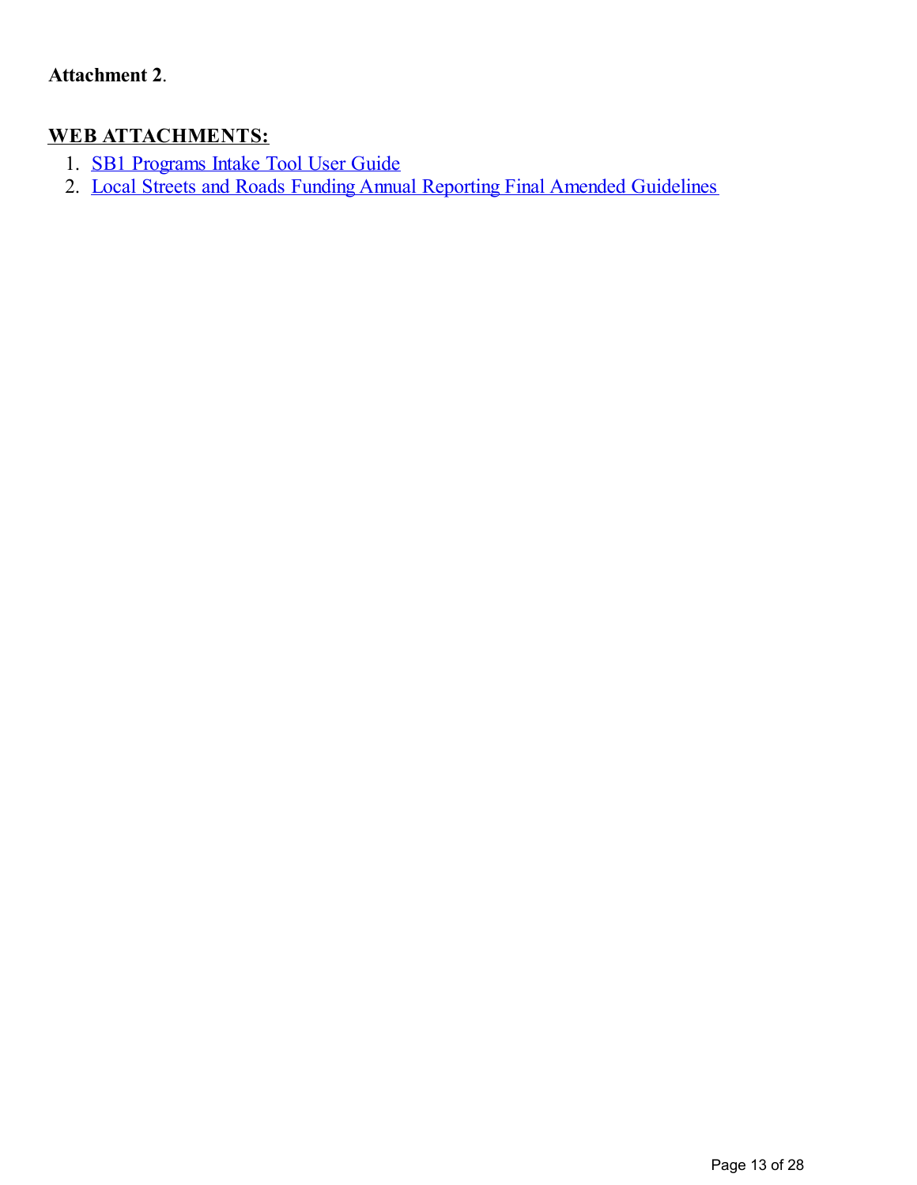**Attachment 2**.

## WEB ATTACHMENTS:

1. SB1 Programs Intake Tool User Guide
2. Local Streets and Roads Funding Annual Reporting Final Amended Guidelines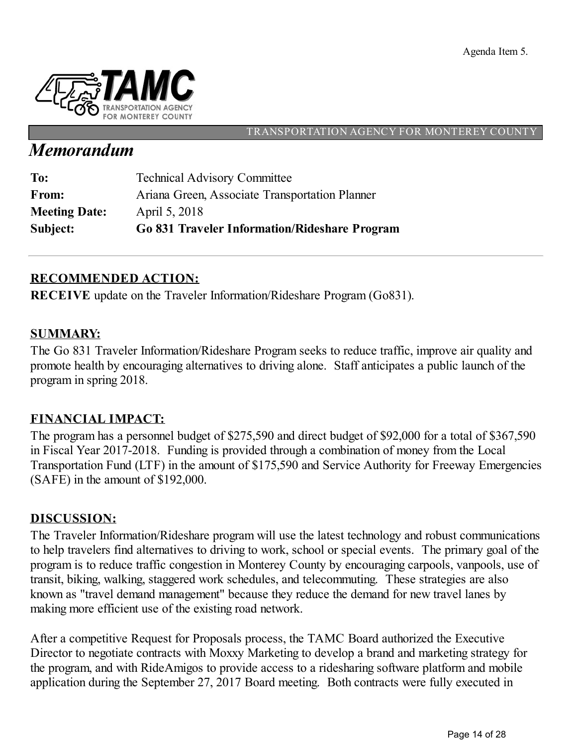Agenda Item 5.

TRANSPORTATION AGENCY FOR MONTEREY COUNTY

# *Memorandum*

| | |
|---|---|
| **To:** | Technical Advisory Committee |
| **From:** | Ariana Green, Associate Transportation Planner |
| **Meeting Date:** | April 5, 2018 |
| **Subject:** | **Go 831 Traveler Information/Rideshare Program** |

---

## RECOMMENDED ACTION:

**RECEIVE** update on the Traveler Information/Rideshare Program (Go831).

## SUMMARY:

The Go 831 Traveler Information/Rideshare Program seeks to reduce traffic, improve air quality and promote health by encouraging alternatives to driving alone. Staff anticipates a public launch of the program in spring 2018.

## FINANCIAL IMPACT:

The program has a personnel budget of $275,590 and direct budget of $92,000 for a total of $367,590 in Fiscal Year 2017-2018. Funding is provided through a combination of money from the Local Transportation Fund (LTF) in the amount of $175,590 and Service Authority for Freeway Emergencies (SAFE) in the amount of $192,000.

## DISCUSSION:

The Traveler Information/Rideshare program will use the latest technology and robust communications to help travelers find alternatives to driving to work, school or special events. The primary goal of the program is to reduce traffic congestion in Monterey County by encouraging carpools, vanpools, use of transit, biking, walking, staggered work schedules, and telecommuting. These strategies are also known as "travel demand management" because they reduce the demand for new travel lanes by making more efficient use of the existing road network.

After a competitive Request for Proposals process, the TAMC Board authorized the Executive Director to negotiate contracts with Moxxy Marketing to develop a brand and marketing strategy for the program, and with RideAmigos to provide access to a ridesharing software platform and mobile application during the September 27, 2017 Board meeting. Both contracts were fully executed in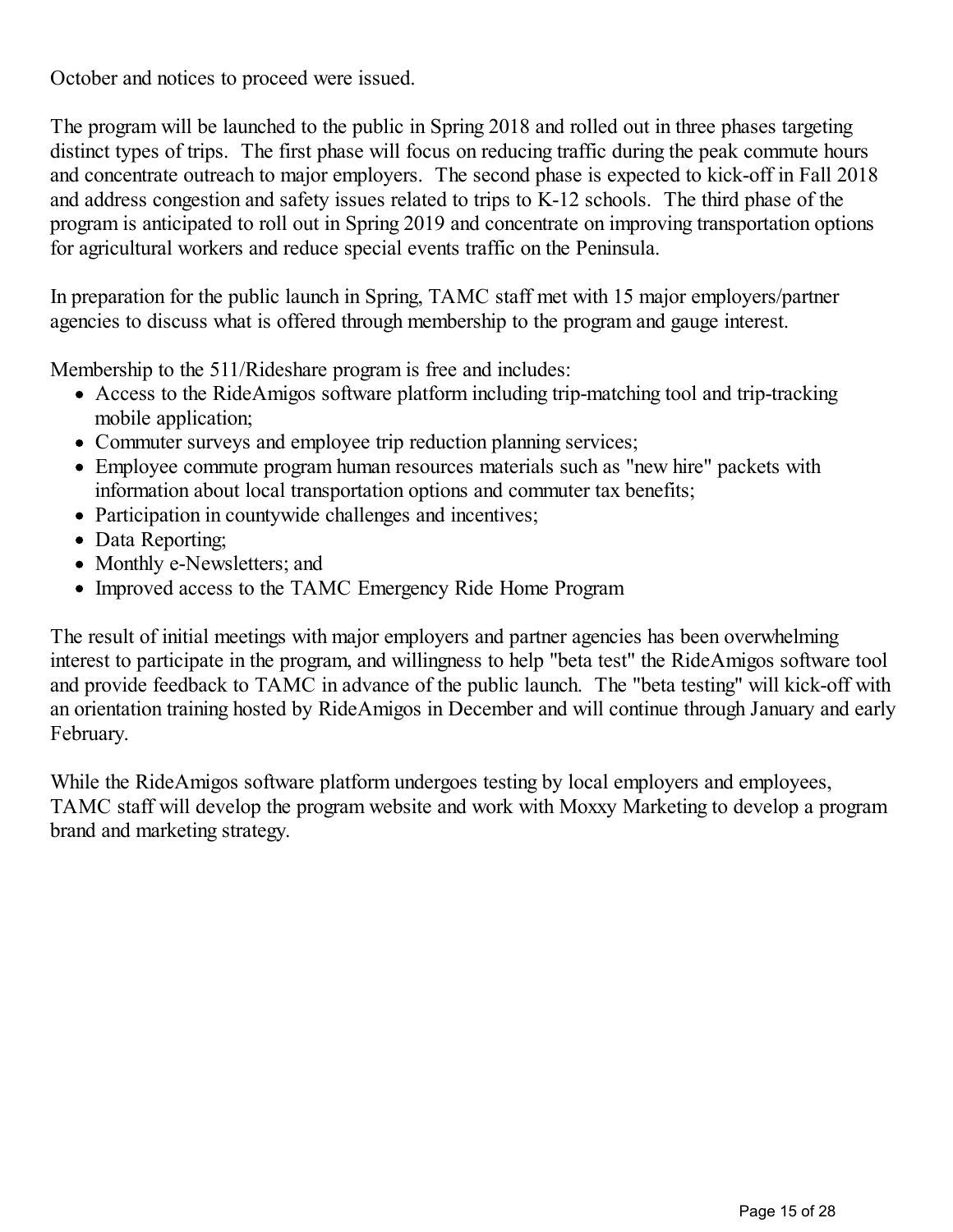October and notices to proceed were issued.

The program will be launched to the public in Spring 2018 and rolled out in three phases targeting distinct types of trips. The first phase will focus on reducing traffic during the peak commute hours and concentrate outreach to major employers. The second phase is expected to kick-off in Fall 2018 and address congestion and safety issues related to trips to K-12 schools. The third phase of the program is anticipated to roll out in Spring 2019 and concentrate on improving transportation options for agricultural workers and reduce special events traffic on the Peninsula.

In preparation for the public launch in Spring, TAMC staff met with 15 major employers/partner agencies to discuss what is offered through membership to the program and gauge interest.

Membership to the 511/Rideshare program is free and includes:

- Access to the RideAmigos software platform including trip-matching tool and trip-tracking mobile application;
- Commuter surveys and employee trip reduction planning services;
- Employee commute program human resources materials such as "new hire" packets with information about local transportation options and commuter tax benefits;
- Participation in countywide challenges and incentives;
- Data Reporting;
- Monthly e-Newsletters; and
- Improved access to the TAMC Emergency Ride Home Program

The result of initial meetings with major employers and partner agencies has been overwhelming interest to participate in the program, and willingness to help "beta test" the RideAmigos software tool and provide feedback to TAMC in advance of the public launch. The "beta testing" will kick-off with an orientation training hosted by RideAmigos in December and will continue through January and early February.

While the RideAmigos software platform undergoes testing by local employers and employees, TAMC staff will develop the program website and work with Moxxy Marketing to develop a program brand and marketing strategy.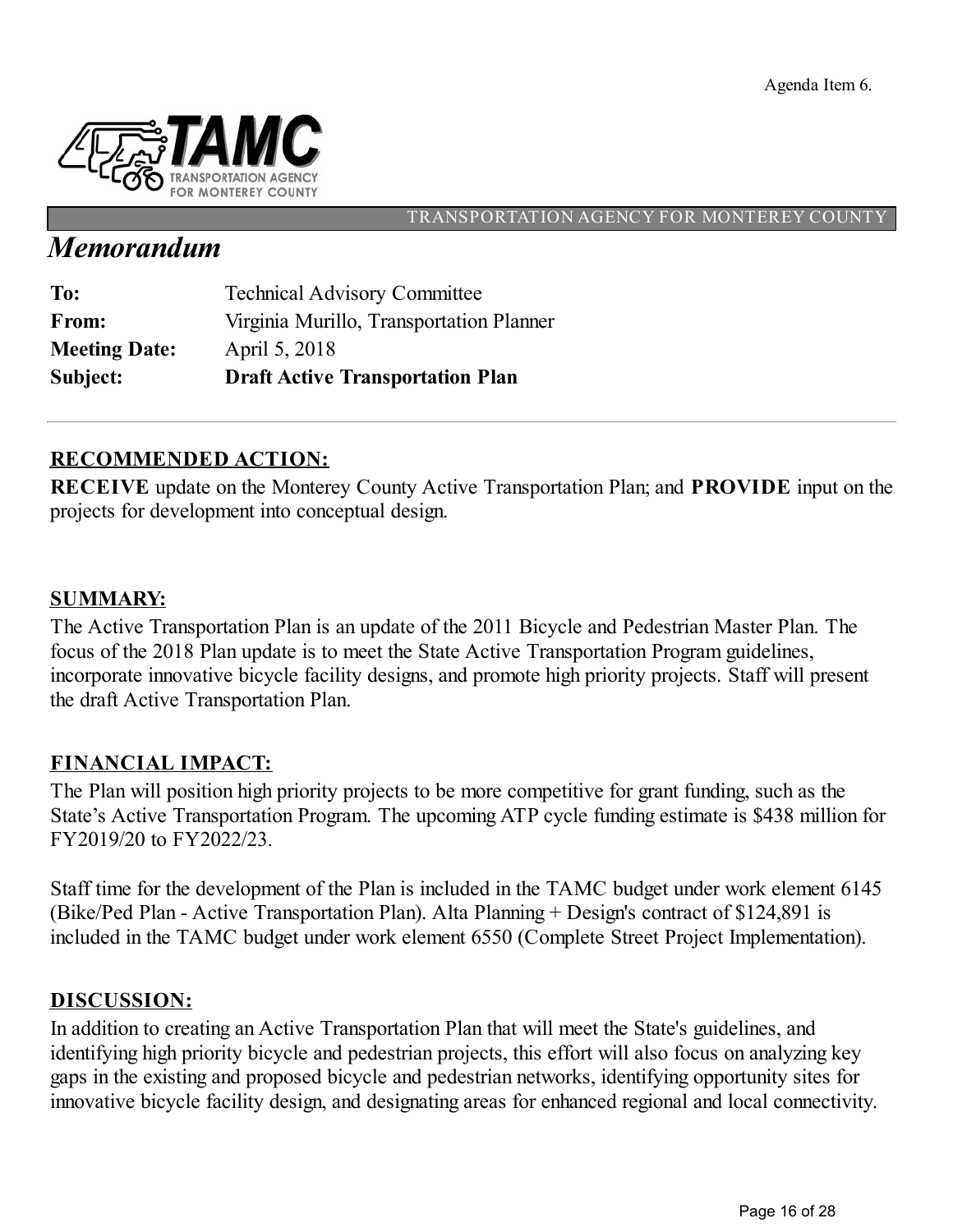Agenda Item 6.

TRANSPORTATION AGENCY FOR MONTEREY COUNTY

# *Memorandum*

| | |
|---|---|
| **To:** | Technical Advisory Committee |
| **From:** | Virginia Murillo, Transportation Planner |
| **Meeting Date:** | April 5, 2018 |
| **Subject:** | **Draft Active Transportation Plan** |

---

## RECOMMENDED ACTION:

**RECEIVE** update on the Monterey County Active Transportation Plan; and **PROVIDE** input on the projects for development into conceptual design.

## SUMMARY:

The Active Transportation Plan is an update of the 2011 Bicycle and Pedestrian Master Plan. The focus of the 2018 Plan update is to meet the State Active Transportation Program guidelines, incorporate innovative bicycle facility designs, and promote high priority projects. Staff will present the draft Active Transportation Plan.

## FINANCIAL IMPACT:

The Plan will position high priority projects to be more competitive for grant funding, such as the State's Active Transportation Program. The upcoming ATP cycle funding estimate is $438 million for FY2019/20 to FY2022/23.

Staff time for the development of the Plan is included in the TAMC budget under work element 6145 (Bike/Ped Plan - Active Transportation Plan). Alta Planning + Design's contract of $124,891 is included in the TAMC budget under work element 6550 (Complete Street Project Implementation).

## DISCUSSION:

In addition to creating an Active Transportation Plan that will meet the State's guidelines, and identifying high priority bicycle and pedestrian projects, this effort will also focus on analyzing key gaps in the existing and proposed bicycle and pedestrian networks, identifying opportunity sites for innovative bicycle facility design, and designating areas for enhanced regional and local connectivity.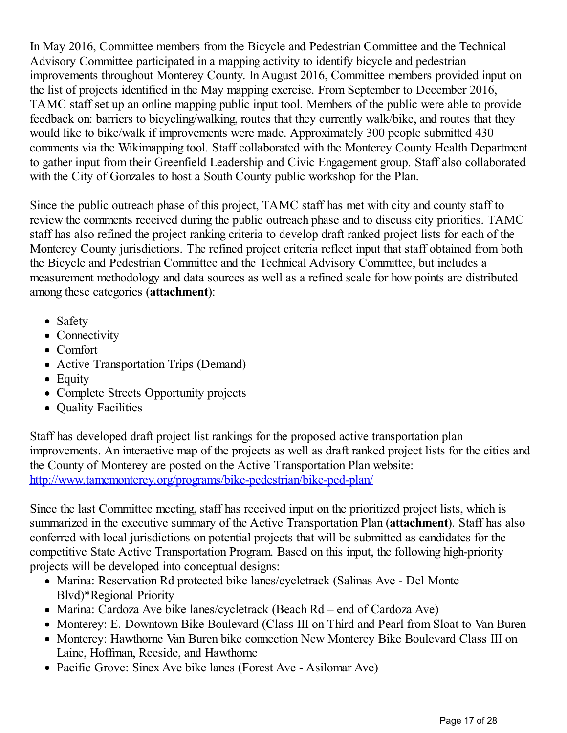In May 2016, Committee members from the Bicycle and Pedestrian Committee and the Technical Advisory Committee participated in a mapping activity to identify bicycle and pedestrian improvements throughout Monterey County. In August 2016, Committee members provided input on the list of projects identified in the May mapping exercise. From September to December 2016, TAMC staff set up an online mapping public input tool. Members of the public were able to provide feedback on: barriers to bicycling/walking, routes that they currently walk/bike, and routes that they would like to bike/walk if improvements were made. Approximately 300 people submitted 430 comments via the Wikimapping tool. Staff collaborated with the Monterey County Health Department to gather input from their Greenfield Leadership and Civic Engagement group. Staff also collaborated with the City of Gonzales to host a South County public workshop for the Plan.

Since the public outreach phase of this project, TAMC staff has met with city and county staff to review the comments received during the public outreach phase and to discuss city priorities. TAMC staff has also refined the project ranking criteria to develop draft ranked project lists for each of the Monterey County jurisdictions. The refined project criteria reflect input that staff obtained from both the Bicycle and Pedestrian Committee and the Technical Advisory Committee, but includes a measurement methodology and data sources as well as a refined scale for how points are distributed among these categories (**attachment**):

- Safety
- Connectivity
- Comfort
- Active Transportation Trips (Demand)
- Equity
- Complete Streets Opportunity projects
- Quality Facilities

Staff has developed draft project list rankings for the proposed active transportation plan improvements. An interactive map of the projects as well as draft ranked project lists for the cities and the County of Monterey are posted on the Active Transportation Plan website: [http://www.tamcmonterey.org/programs/bike-pedestrian/bike-ped-plan/](http://www.tamcmonterey.org/programs/bike-pedestrian/bike-ped-plan/)

Since the last Committee meeting, staff has received input on the prioritized project lists, which is summarized in the executive summary of the Active Transportation Plan (**attachment**). Staff has also conferred with local jurisdictions on potential projects that will be submitted as candidates for the competitive State Active Transportation Program. Based on this input, the following high-priority projects will be developed into conceptual designs:

- Marina: Reservation Rd protected bike lanes/cycletrack (Salinas Ave - Del Monte Blvd)*Regional Priority
- Marina: Cardoza Ave bike lanes/cycletrack (Beach Rd – end of Cardoza Ave)
- Monterey: E. Downtown Bike Boulevard (Class III on Third and Pearl from Sloat to Van Buren
- Monterey: Hawthorne Van Buren bike connection New Monterey Bike Boulevard Class III on Laine, Hoffman, Reeside, and Hawthorne
- Pacific Grove: Sinex Ave bike lanes (Forest Ave - Asilomar Ave)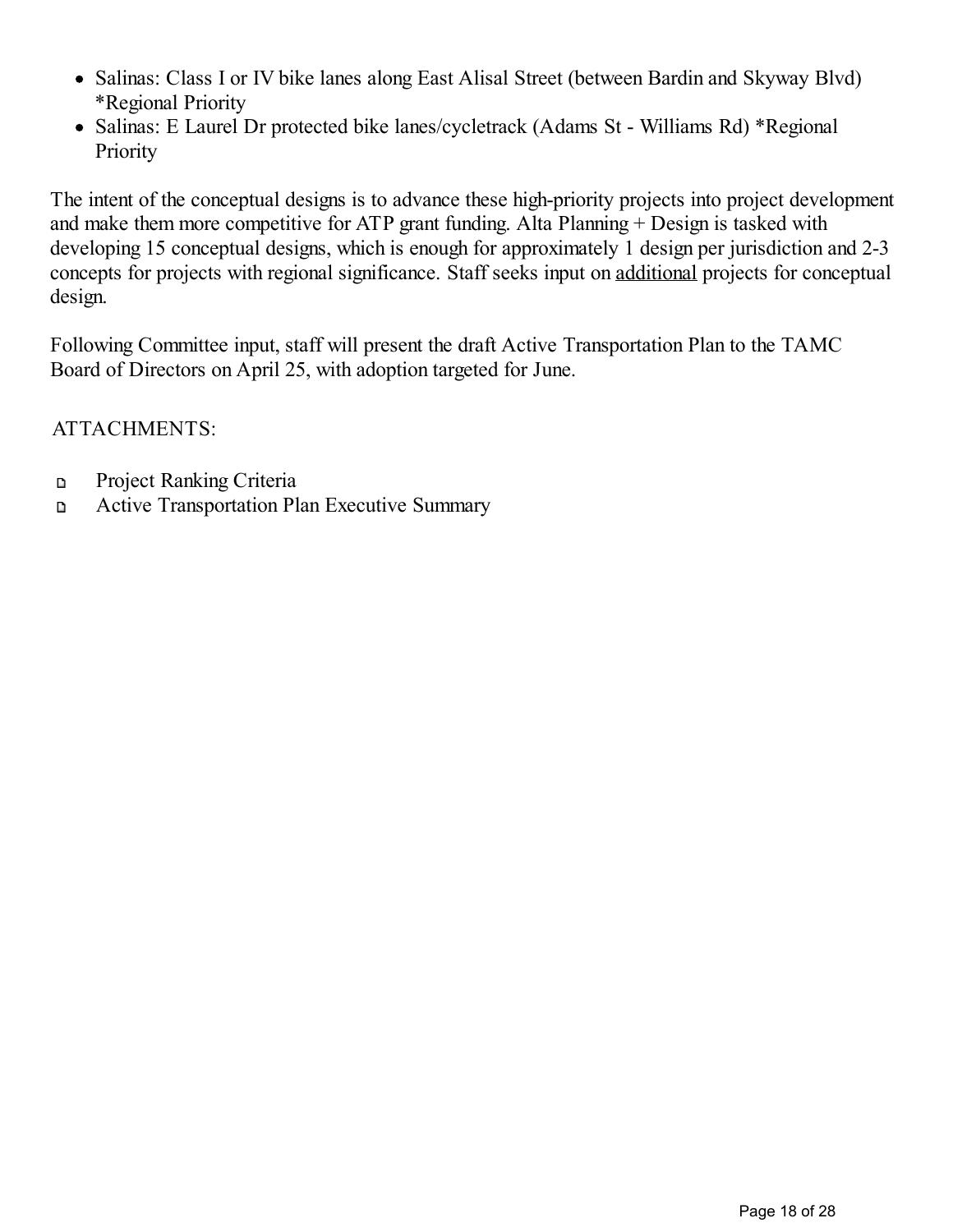- Salinas: Class I or IV bike lanes along East Alisal Street (between Bardin and Skyway Blvd) *Regional Priority
- Salinas: E Laurel Dr protected bike lanes/cycletrack (Adams St - Williams Rd) *Regional Priority

The intent of the conceptual designs is to advance these high-priority projects into project development and make them more competitive for ATP grant funding. Alta Planning + Design is tasked with developing 15 conceptual designs, which is enough for approximately 1 design per jurisdiction and 2-3 concepts for projects with regional significance. Staff seeks input on additional projects for conceptual design.

Following Committee input, staff will present the draft Active Transportation Plan to the TAMC Board of Directors on April 25, with adoption targeted for June.

ATTACHMENTS:

- Project Ranking Criteria
- Active Transportation Plan Executive Summary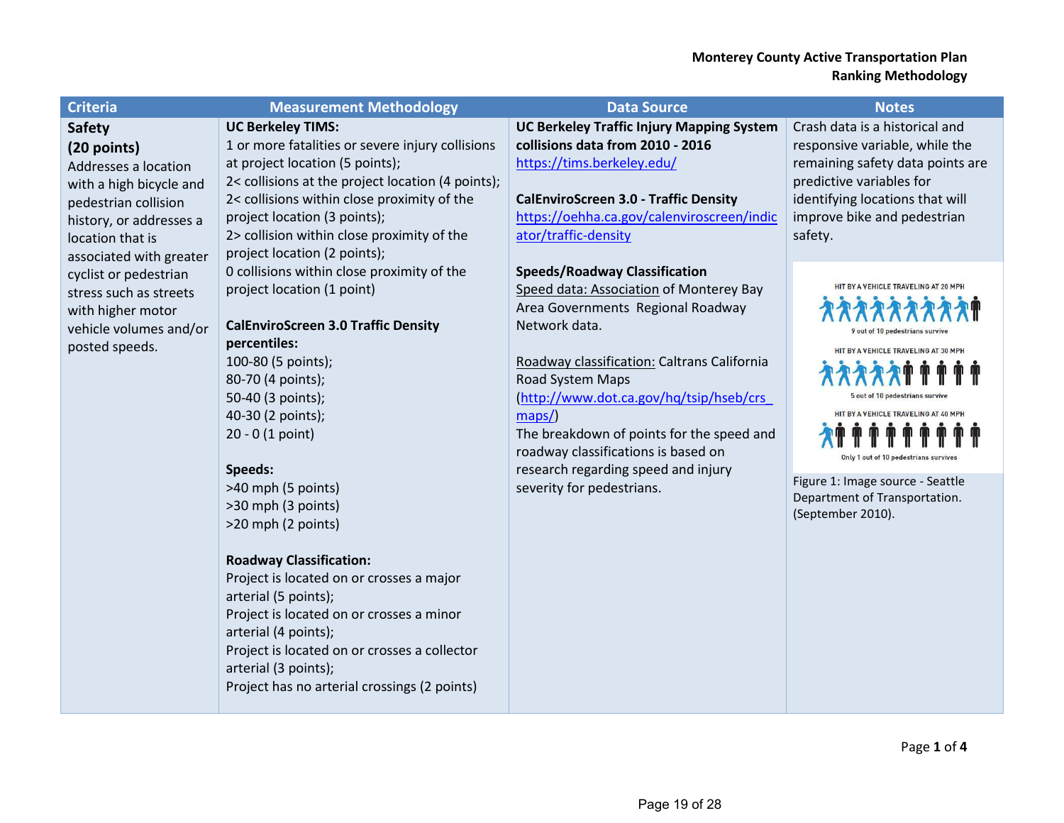| Criteria | Measurement Methodology | Data Source | Notes |
|---|---|---|---|
| **Safety (20 points)** Addresses a location with a high bicycle and pedestrian collision history, or addresses a location that is associated with greater cyclist or pedestrian stress such as streets with higher motor vehicle volumes and/or posted speeds. | **UC Berkeley TIMS:** 1 or more fatalities or severe injury collisions at project location (5 points); 2< collisions at the project location (4 points); 2< collisions within close proximity of the project location (3 points); 2> collision within close proximity of the project location (2 points); 0 collisions within close proximity of the project location (1 point)<br><br>**CalEnviroScreen 3.0 Traffic Density percentiles:** 100-80 (5 points); 80-70 (4 points); 50-40 (3 points); 40-30 (2 points); 20 - 0 (1 point)<br><br>**Speeds:** >40 mph (5 points) >30 mph (3 points) >20 mph (2 points)<br><br>**Roadway Classification:** Project is located on or crosses a major arterial (5 points); Project is located on or crosses a minor arterial (4 points); Project is located on or crosses a collector arterial (3 points); Project has no arterial crossings (2 points) | **UC Berkeley Traffic Injury Mapping System collisions data from 2010 - 2016** https://tims.berkeley.edu/<br><br>**CalEnviroScreen 3.0 - Traffic Density** https://oehha.ca.gov/calenviroscreen/indicator/traffic-density<br><br>**Speeds/Roadway Classification** Speed data: Association of Monterey Bay Area Governments Regional Roadway Network data.<br><br>Roadway classification: Caltrans California Road System Maps (http://www.dot.ca.gov/hq/tsip/hseb/crs_maps/) The breakdown of points for the speed and roadway classifications is based on research regarding speed and injury severity for pedestrians. | Crash data is a historical and responsive variable, while the remaining safety data points are predictive variables for identifying locations that will improve bike and pedestrian safety.<br><br>HIT BY A VEHICLE TRAVELING AT 20 MPH: 9 out of 10 pedestrians survive<br>HIT BY A VEHICLE TRAVELING AT 30 MPH: 5 out of 10 pedestrians survive<br>HIT BY A VEHICLE TRAVELING AT 40 MPH: Only 1 out of 10 pedestrians survives<br><br>Figure 1: Image source - Seattle Department of Transportation. (September 2010). |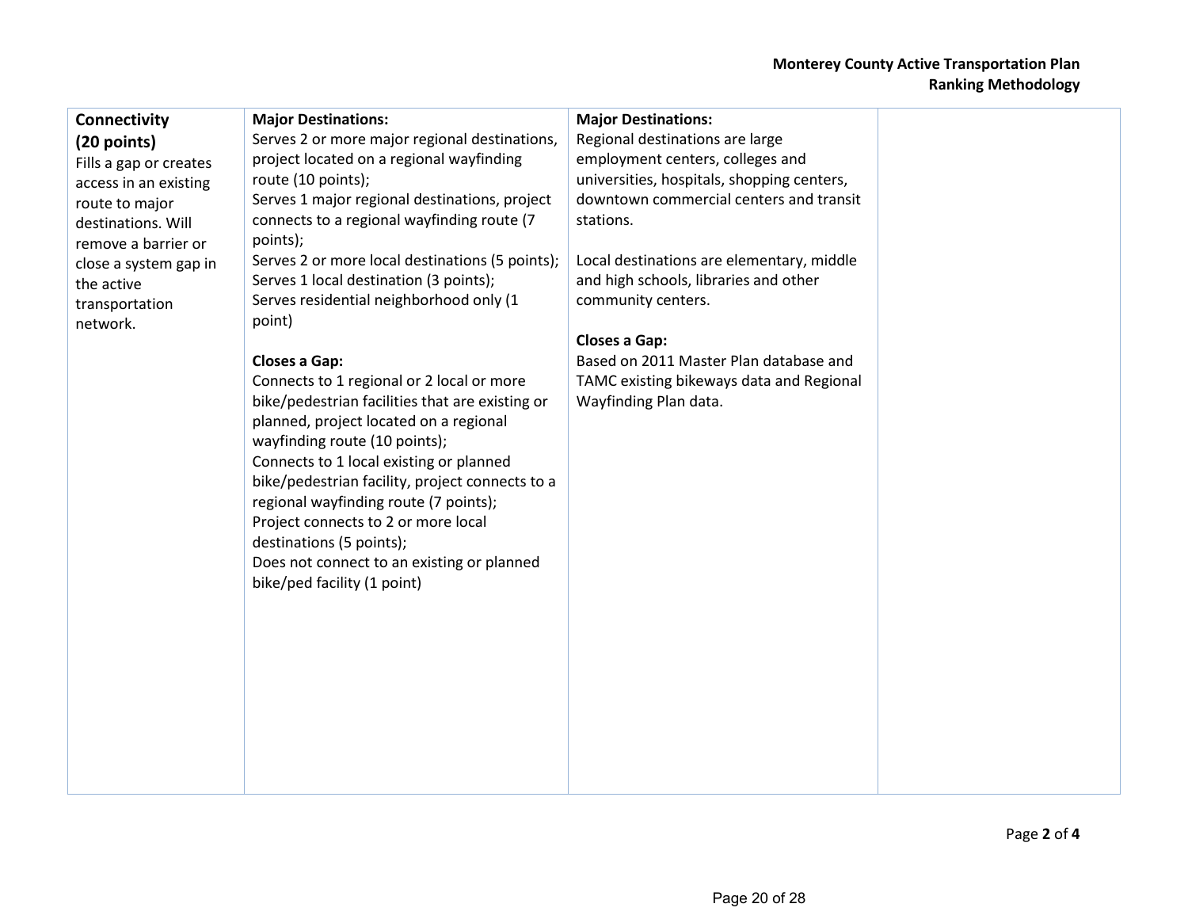| **Connectivity (20 points)** Fills a gap or creates access in an existing route to major destinations. Will remove a barrier or close a system gap in the active transportation network. | **Major Destinations:** Serves 2 or more major regional destinations, project located on a regional wayfinding route (10 points); Serves 1 major regional destinations, project connects to a regional wayfinding route (7 points); Serves 2 or more local destinations (5 points); Serves 1 local destination (3 points); Serves residential neighborhood only (1 point)<br><br>**Closes a Gap:** Connects to 1 regional or 2 local or more bike/pedestrian facilities that are existing or planned, project located on a regional wayfinding route (10 points); Connects to 1 local existing or planned bike/pedestrian facility, project connects to a regional wayfinding route (7 points); Project connects to 2 or more local destinations (5 points); Does not connect to an existing or planned bike/ped facility (1 point) | **Major Destinations:** Regional destinations are large employment centers, colleges and universities, hospitals, shopping centers, downtown commercial centers and transit stations.<br><br>Local destinations are elementary, middle and high schools, libraries and other community centers.<br><br>**Closes a Gap:** Based on 2011 Master Plan database and TAMC existing bikeways data and Regional Wayfinding Plan data. | |
|---|---|---|---|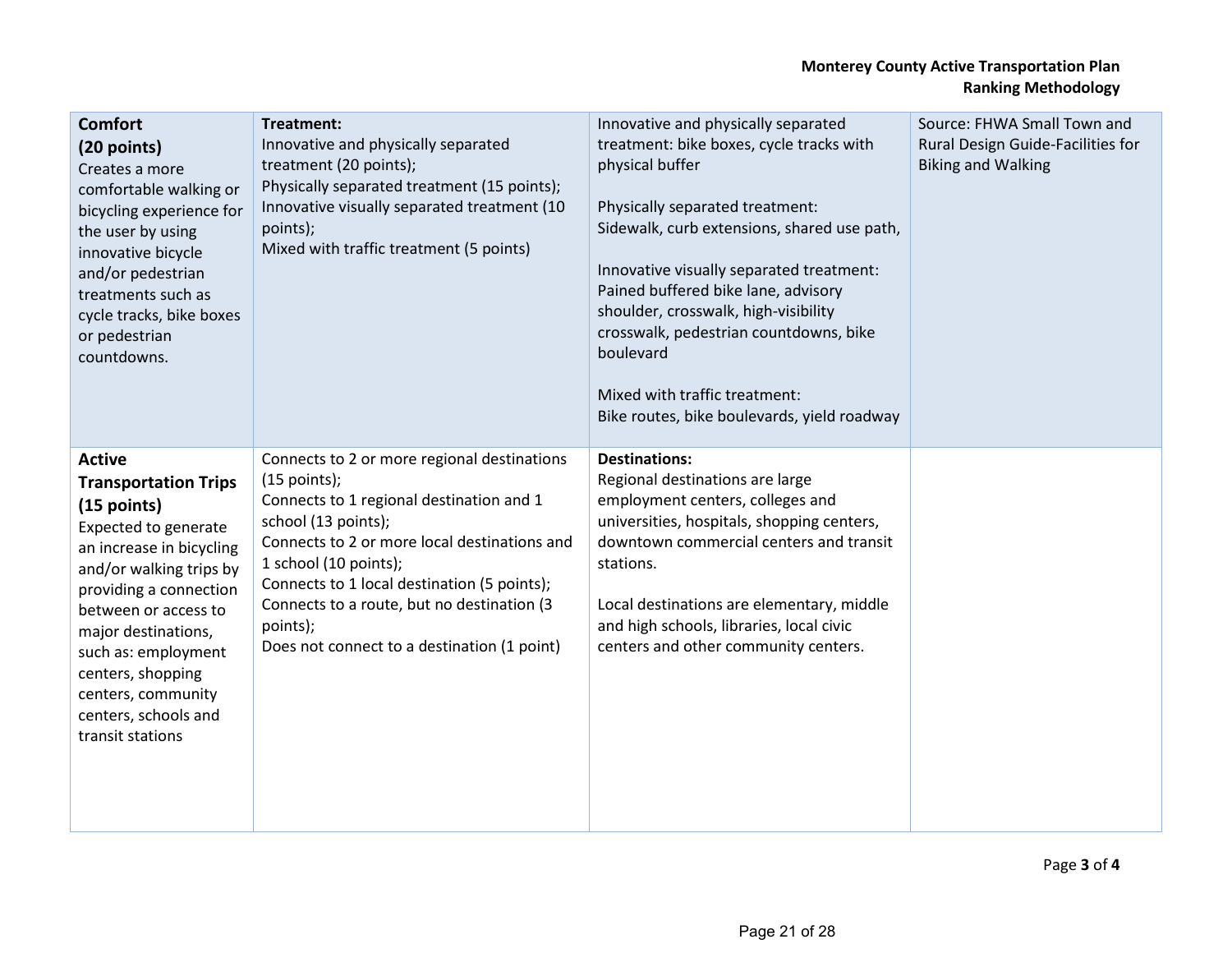| **Comfort (20 points)** Creates a more comfortable walking or bicycling experience for the user by using innovative bicycle and/or pedestrian treatments such as cycle tracks, bike boxes or pedestrian countdowns. | **Treatment:** Innovative and physically separated treatment (20 points); Physically separated treatment (15 points); Innovative visually separated treatment (10 points); Mixed with traffic treatment (5 points) | Innovative and physically separated treatment: bike boxes, cycle tracks with physical buffer<br><br>Physically separated treatment: Sidewalk, curb extensions, shared use path,<br><br>Innovative visually separated treatment: Pained buffered bike lane, advisory shoulder, crosswalk, high-visibility crosswalk, pedestrian countdowns, bike boulevard<br><br>Mixed with traffic treatment: Bike routes, bike boulevards, yield roadway | Source: FHWA Small Town and Rural Design Guide-Facilities for Biking and Walking |
|---|---|---|---|
| **Active Transportation Trips (15 points)** Expected to generate an increase in bicycling and/or walking trips by providing a connection between or access to major destinations, such as: employment centers, shopping centers, community centers, schools and transit stations | Connects to 2 or more regional destinations (15 points); Connects to 1 regional destination and 1 school (13 points); Connects to 2 or more local destinations and 1 school (10 points); Connects to 1 local destination (5 points); Connects to a route, but no destination (3 points); Does not connect to a destination (1 point) | **Destinations:** Regional destinations are large employment centers, colleges and universities, hospitals, shopping centers, downtown commercial centers and transit stations.<br><br>Local destinations are elementary, middle and high schools, libraries, local civic centers and other community centers. | |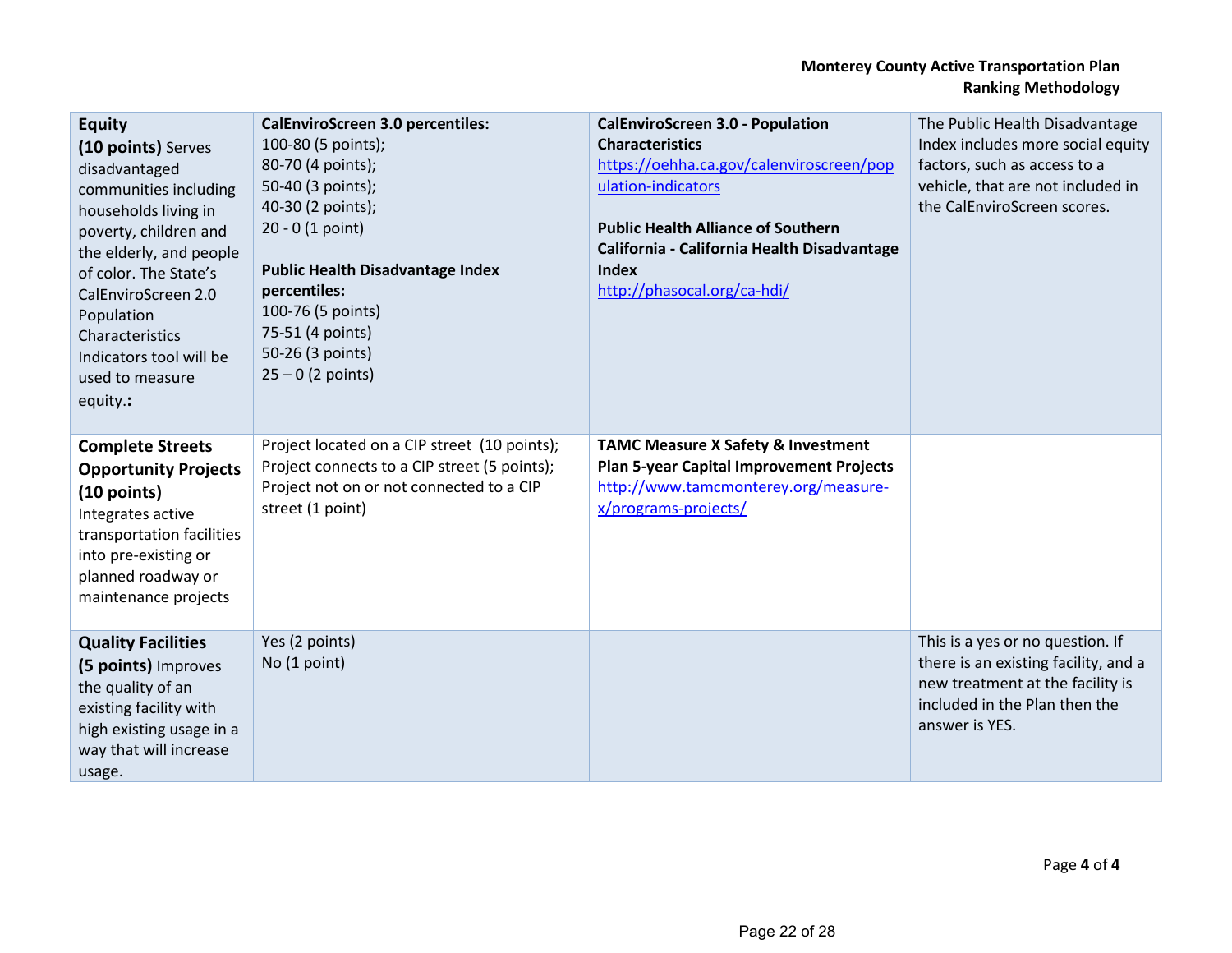| | | | |
|---|---|---|---|
| **Equity (10 points)** Serves disadvantaged communities including households living in poverty, children and the elderly, and people of color. The State's CalEnviroScreen 2.0 Population Characteristics Indicators tool will be used to measure equity.**:** | **CalEnviroScreen 3.0 percentiles:**<br>100-80 (5 points);<br>80-70 (4 points);<br>50-40 (3 points);<br>40-30 (2 points);<br>20 - 0 (1 point)<br><br>**Public Health Disadvantage Index percentiles:**<br>100-76 (5 points)<br>75-51 (4 points)<br>50-26 (3 points)<br>25 – 0 (2 points) | **CalEnviroScreen 3.0 - Population Characteristics**<br>https://oehha.ca.gov/calenviroscreen/population-indicators<br><br>**Public Health Alliance of Southern California - California Health Disadvantage Index**<br>http://phasocal.org/ca-hdi/ | The Public Health Disadvantage Index includes more social equity factors, such as access to a vehicle, that are not included in the CalEnviroScreen scores. |
| **Complete Streets Opportunity Projects (10 points)** Integrates active transportation facilities into pre-existing or planned roadway or maintenance projects | Project located on a CIP street (10 points);<br>Project connects to a CIP street (5 points);<br>Project not on or not connected to a CIP street (1 point) | **TAMC Measure X Safety & Investment Plan 5-year Capital Improvement Projects**<br>http://www.tamcmonterey.org/measure-x/programs-projects/ | |
| **Quality Facilities (5 points)** Improves the quality of an existing facility with high existing usage in a way that will increase usage. | Yes (2 points)<br>No (1 point) | | This is a yes or no question. If there is an existing facility, and a new treatment at the facility is included in the Plan then the answer is YES. |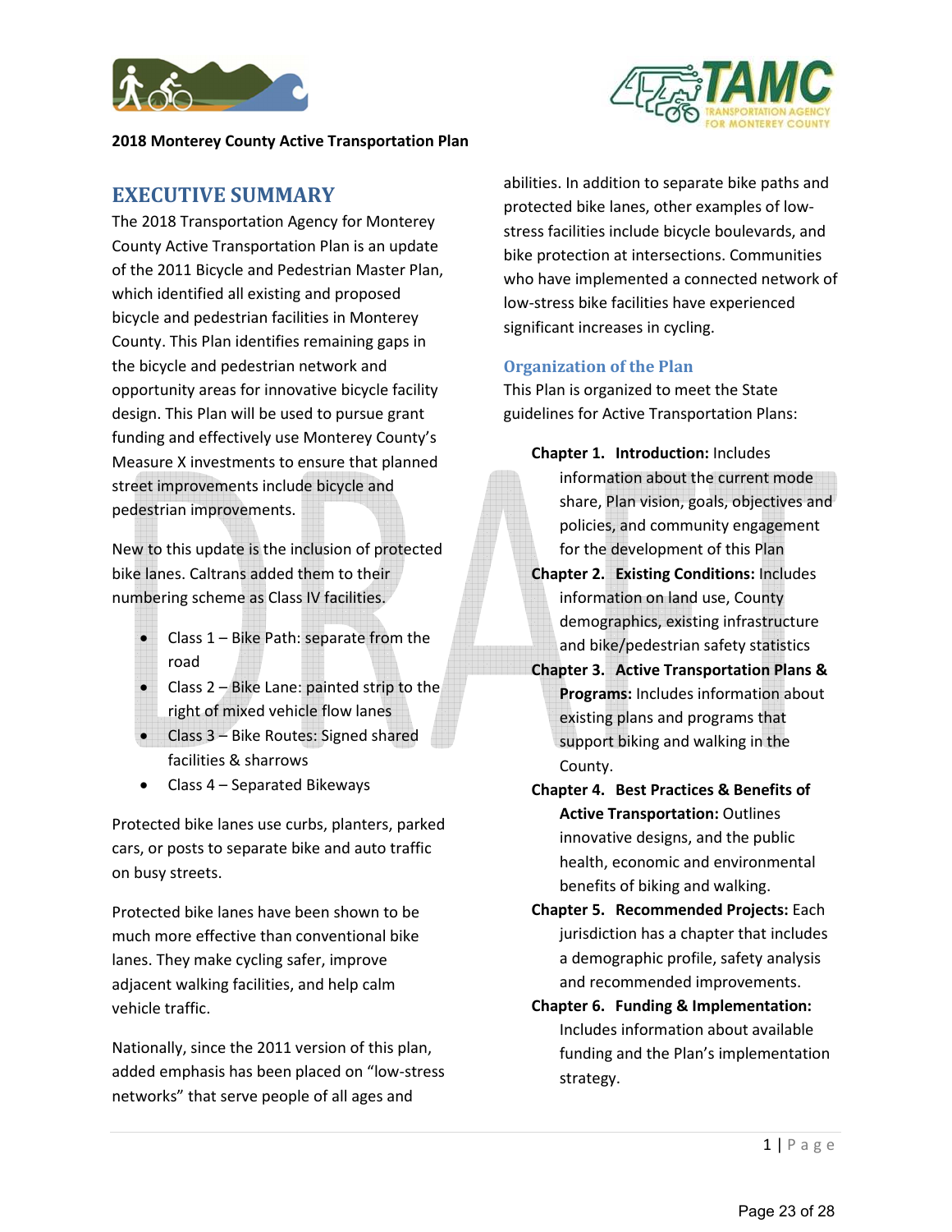2018 Monterey County Active Transportation Plan

## EXECUTIVE SUMMARY

The 2018 Transportation Agency for Monterey County Active Transportation Plan is an update of the 2011 Bicycle and Pedestrian Master Plan, which identified all existing and proposed bicycle and pedestrian facilities in Monterey County. This Plan identifies remaining gaps in the bicycle and pedestrian network and opportunity areas for innovative bicycle facility design. This Plan will be used to pursue grant funding and effectively use Monterey County's Measure X investments to ensure that planned street improvements include bicycle and pedestrian improvements.

New to this update is the inclusion of protected bike lanes. Caltrans added them to their numbering scheme as Class IV facilities.

- Class 1 – Bike Path: separate from the road
- Class 2 – Bike Lane: painted strip to the right of mixed vehicle flow lanes
- Class 3 – Bike Routes: Signed shared facilities & sharrows
- Class 4 – Separated Bikeways

Protected bike lanes use curbs, planters, parked cars, or posts to separate bike and auto traffic on busy streets.

Protected bike lanes have been shown to be much more effective than conventional bike lanes. They make cycling safer, improve adjacent walking facilities, and help calm vehicle traffic.

Nationally, since the 2011 version of this plan, added emphasis has been placed on "low-stress networks" that serve people of all ages and abilities. In addition to separate bike paths and protected bike lanes, other examples of low-stress facilities include bicycle boulevards, and bike protection at intersections. Communities who have implemented a connected network of low-stress bike facilities have experienced significant increases in cycling.

### Organization of the Plan

This Plan is organized to meet the State guidelines for Active Transportation Plans:

**Chapter 1. Introduction:** Includes information about the current mode share, Plan vision, goals, objectives and policies, and community engagement for the development of this Plan

**Chapter 2. Existing Conditions:** Includes information on land use, County demographics, existing infrastructure and bike/pedestrian safety statistics

**Chapter 3. Active Transportation Plans & Programs:** Includes information about existing plans and programs that support biking and walking in the County.

**Chapter 4. Best Practices & Benefits of Active Transportation:** Outlines innovative designs, and the public health, economic and environmental benefits of biking and walking.

**Chapter 5. Recommended Projects:** Each jurisdiction has a chapter that includes a demographic profile, safety analysis and recommended improvements.

**Chapter 6. Funding & Implementation:** Includes information about available funding and the Plan's implementation strategy.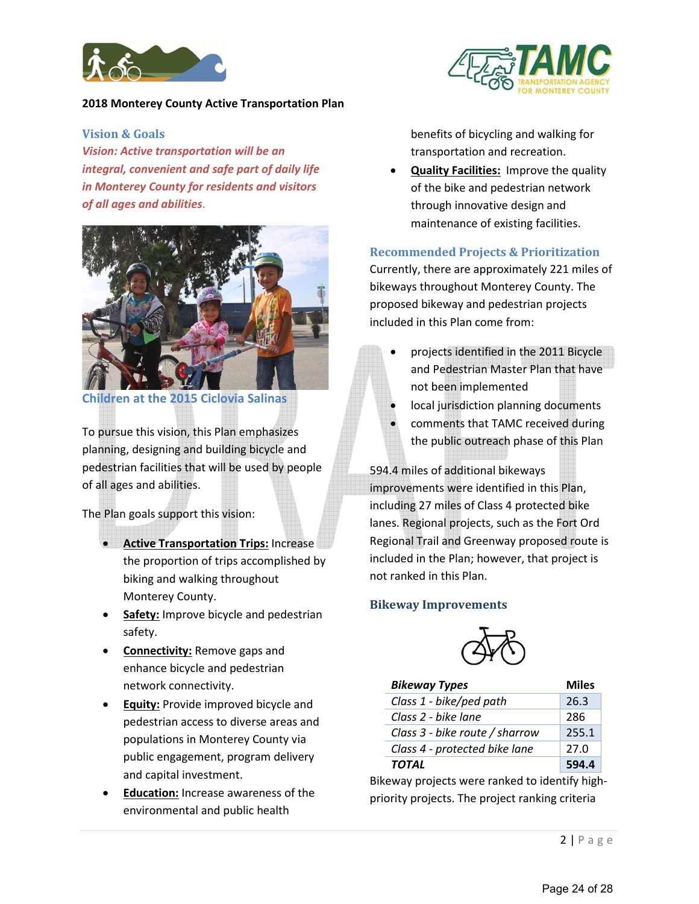**2018 Monterey County Active Transportation Plan**

## Vision & Goals

***Vision: Active transportation will be an integral, convenient and safe part of daily life in Monterey County for residents and visitors of all ages and abilities.***

Children at the 2015 Ciclovia Salinas

To pursue this vision, this Plan emphasizes planning, designing and building bicycle and pedestrian facilities that will be used by people of all ages and abilities.

The Plan goals support this vision:

- **Active Transportation Trips:** Increase the proportion of trips accomplished by biking and walking throughout Monterey County.
- **Safety:** Improve bicycle and pedestrian safety.
- **Connectivity:** Remove gaps and enhance bicycle and pedestrian network connectivity.
- **Equity:** Provide improved bicycle and pedestrian access to diverse areas and populations in Monterey County via public engagement, program delivery and capital investment.
- **Education:** Increase awareness of the environmental and public health benefits of bicycling and walking for transportation and recreation.
- **Quality Facilities:** Improve the quality of the bike and pedestrian network through innovative design and maintenance of existing facilities.

## Recommended Projects & Prioritization

Currently, there are approximately 221 miles of bikeways throughout Monterey County. The proposed bikeway and pedestrian projects included in this Plan come from:

- projects identified in the 2011 Bicycle and Pedestrian Master Plan that have not been implemented
- local jurisdiction planning documents
- comments that TAMC received during the public outreach phase of this Plan

594.4 miles of additional bikeways improvements were identified in this Plan, including 27 miles of Class 4 protected bike lanes. Regional projects, such as the Fort Ord Regional Trail and Greenway proposed route is included in the Plan; however, that project is not ranked in this Plan.

### Bikeway Improvements

| *Bikeway Types* | Miles |
|---|---|
| *Class 1 - bike/ped path* | 26.3 |
| *Class 2 - bike lane* | 286 |
| *Class 3 - bike route / sharrow* | 255.1 |
| *Class 4 - protected bike lane* | 27.0 |
| ***TOTAL*** | **594.4** |

Bikeway projects were ranked to identify high-priority projects. The project ranking criteria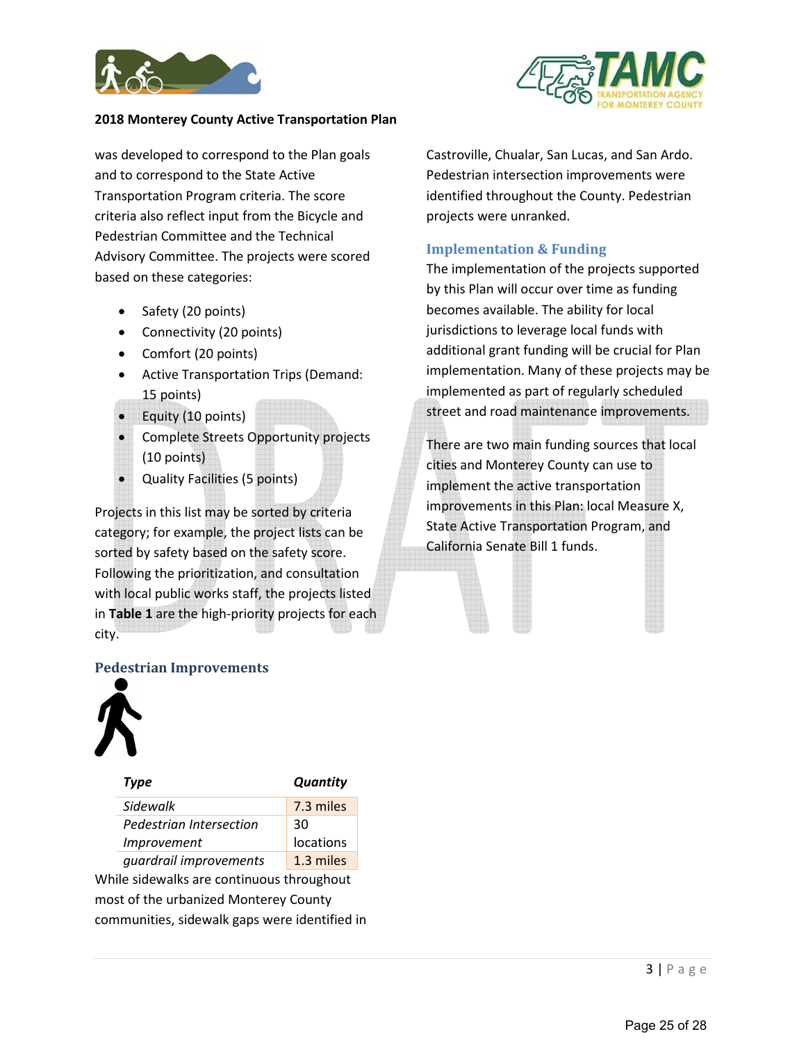was developed to correspond to the Plan goals and to correspond to the State Active Transportation Program criteria. The score criteria also reflect input from the Bicycle and Pedestrian Committee and the Technical Advisory Committee. The projects were scored based on these categories:

- Safety (20 points)
- Connectivity (20 points)
- Comfort (20 points)
- Active Transportation Trips (Demand: 15 points)
- Equity (10 points)
- Complete Streets Opportunity projects (10 points)
- Quality Facilities (5 points)

Projects in this list may be sorted by criteria category; for example, the project lists can be sorted by safety based on the safety score. Following the prioritization, and consultation with local public works staff, the projects listed in **Table 1** are the high-priority projects for each city.

### Pedestrian Improvements

| *Type* | *Quantity* |
|---|---|
| *Sidewalk* | 7.3 miles |
| *Pedestrian Intersection Improvement* | 30 locations |
| *guardrail improvements* | 1.3 miles |

While sidewalks are continuous throughout most of the urbanized Monterey County communities, sidewalk gaps were identified in Castroville, Chualar, San Lucas, and San Ardo. Pedestrian intersection improvements were identified throughout the County. Pedestrian projects were unranked.

### Implementation & Funding

The implementation of the projects supported by this Plan will occur over time as funding becomes available. The ability for local jurisdictions to leverage local funds with additional grant funding will be crucial for Plan implementation. Many of these projects may be implemented as part of regularly scheduled street and road maintenance improvements.

There are two main funding sources that local cities and Monterey County can use to implement the active transportation improvements in this Plan: local Measure X, State Active Transportation Program, and California Senate Bill 1 funds.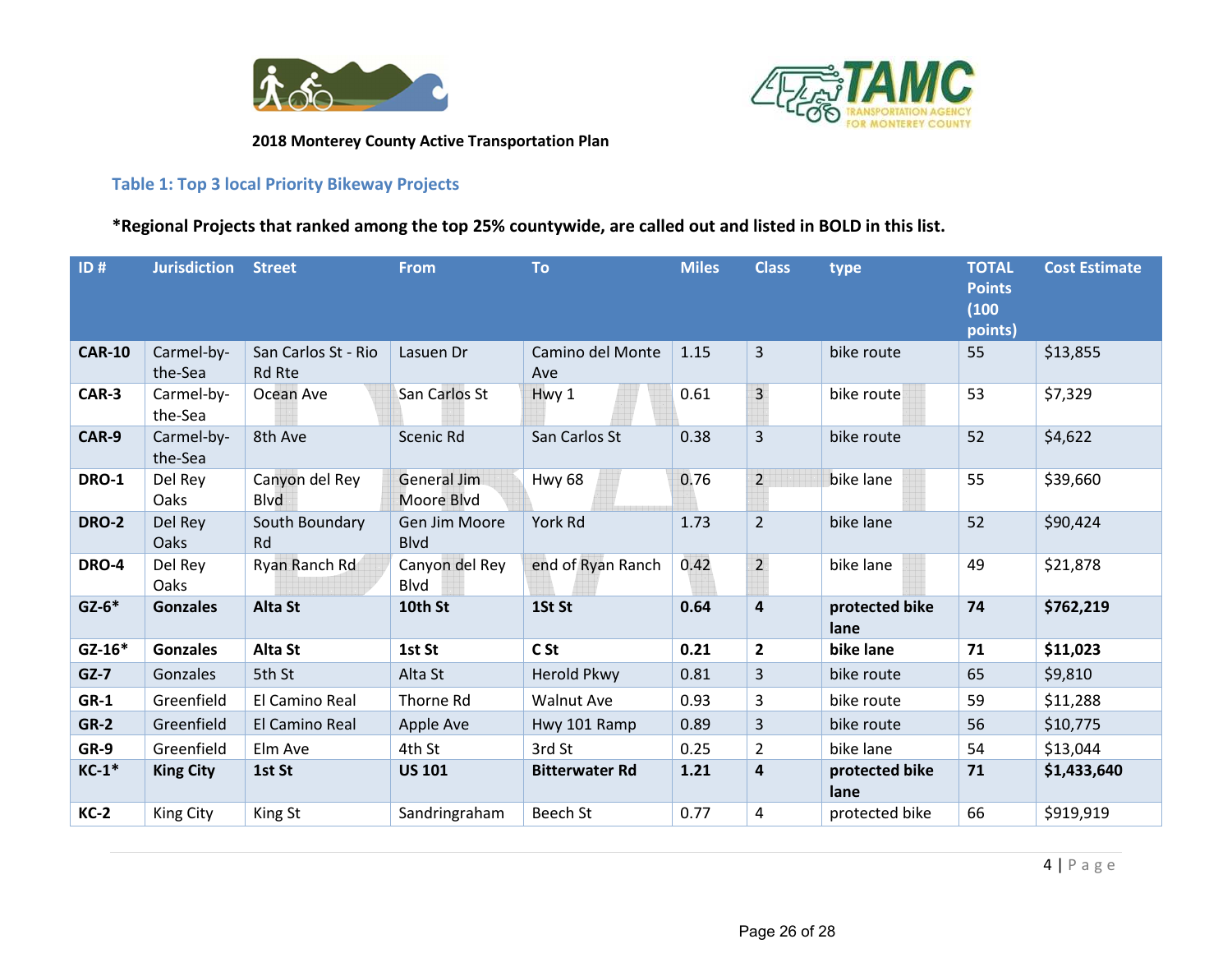2018 Monterey County Active Transportation Plan

### Table 1: Top 3 local Priority Bikeway Projects

**\*Regional Projects that ranked among the top 25% countywide, are called out and listed in BOLD in this list.**

| ID # | Jurisdiction | Street | From | To | Miles | Class | type | TOTAL Points (100 points) | Cost Estimate |
|---|---|---|---|---|---|---|---|---|---|
| **CAR-10** | Carmel-by-the-Sea | San Carlos St - Rio Rd Rte | Lasuen Dr | Camino del Monte Ave | 1.15 | 3 | bike route | 55 | $13,855 |
| **CAR-3** | Carmel-by-the-Sea | Ocean Ave | San Carlos St | Hwy 1 | 0.61 | 3 | bike route | 53 | $7,329 |
| **CAR-9** | Carmel-by-the-Sea | 8th Ave | Scenic Rd | San Carlos St | 0.38 | 3 | bike route | 52 | $4,622 |
| **DRO-1** | Del Rey Oaks | Canyon del Rey Blvd | General Jim Moore Blvd | Hwy 68 | 0.76 | 2 | bike lane | 55 | $39,660 |
| **DRO-2** | Del Rey Oaks | South Boundary Rd | Gen Jim Moore Blvd | York Rd | 1.73 | 2 | bike lane | 52 | $90,424 |
| **DRO-4** | Del Rey Oaks | Ryan Ranch Rd | Canyon del Rey Blvd | end of Ryan Ranch | 0.42 | 2 | bike lane | 49 | $21,878 |
| **GZ-6\*** | **Gonzales** | **Alta St** | **10th St** | **1St St** | **0.64** | **4** | **protected bike lane** | **74** | **$762,219** |
| **GZ-16\*** | **Gonzales** | **Alta St** | **1st St** | **C St** | **0.21** | **2** | **bike lane** | **71** | **$11,023** |
| **GZ-7** | Gonzales | 5th St | Alta St | Herold Pkwy | 0.81 | 3 | bike route | 65 | $9,810 |
| **GR-1** | Greenfield | El Camino Real | Thorne Rd | Walnut Ave | 0.93 | 3 | bike route | 59 | $11,288 |
| **GR-2** | Greenfield | El Camino Real | Apple Ave | Hwy 101 Ramp | 0.89 | 3 | bike route | 56 | $10,775 |
| **GR-9** | Greenfield | Elm Ave | 4th St | 3rd St | 0.25 | 2 | bike lane | 54 | $13,044 |
| **KC-1\*** | **King City** | **1st St** | **US 101** | **Bitterwater Rd** | **1.21** | **4** | **protected bike lane** | **71** | **$1,433,640** |
| **KC-2** | King City | King St | Sandringraham | Beech St | 0.77 | 4 | protected bike | 66 | $919,919 |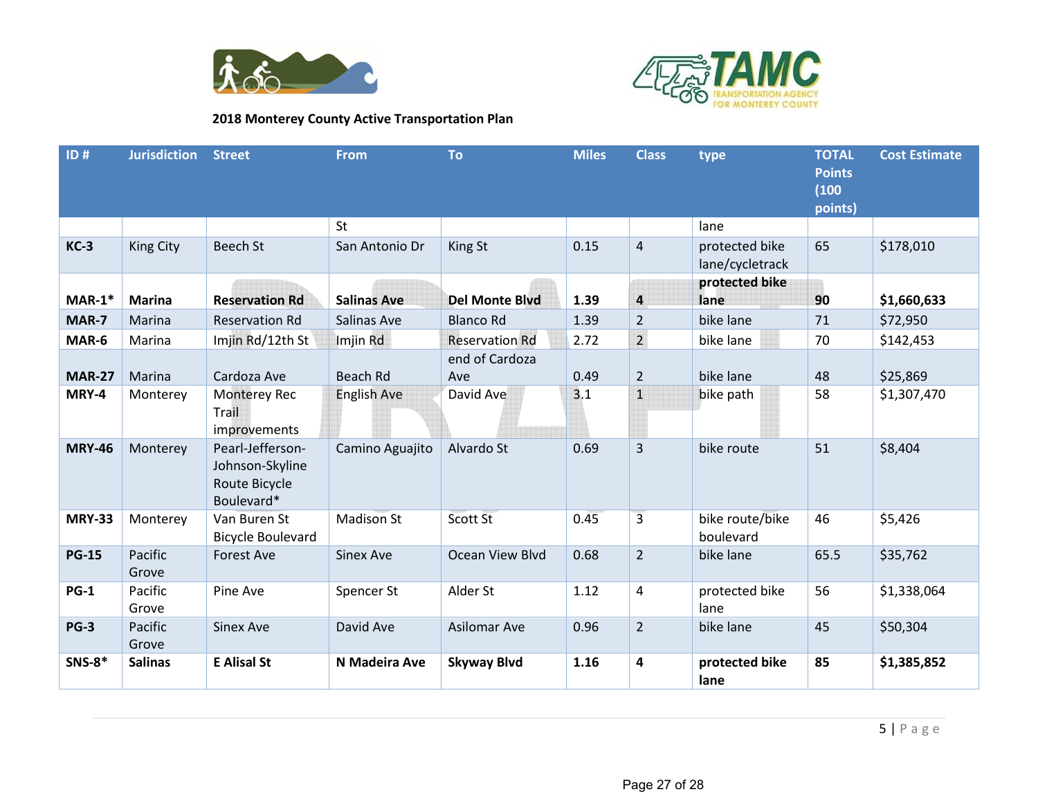**2018 Monterey County Active Transportation Plan**

| ID # | Jurisdiction | Street | From | To | Miles | Class | type | TOTAL Points (100 points) | Cost Estimate |
|---|---|---|---|---|---|---|---|---|---|
| | | | St | | | | lane | | |
| **KC-3** | King City | Beech St | San Antonio Dr | King St | 0.15 | 4 | protected bike lane/cycletrack | 65 | $178,010 |
| **MAR-1*** | **Marina** | **Reservation Rd** | **Salinas Ave** | **Del Monte Blvd** | **1.39** | **4** | **protected bike lane** | **90** | **$1,660,633** |
| **MAR-7** | Marina | Reservation Rd | Salinas Ave | Blanco Rd | 1.39 | 2 | bike lane | 71 | $72,950 |
| **MAR-6** | Marina | Imjin Rd/12th St | Imjin Rd | Reservation Rd | 2.72 | 2 | bike lane | 70 | $142,453 |
| **MAR-27** | Marina | Cardoza Ave | Beach Rd | end of Cardoza Ave | 0.49 | 2 | bike lane | 48 | $25,869 |
| **MRY-4** | Monterey | Monterey Rec Trail improvements | English Ave | David Ave | 3.1 | 1 | bike path | 58 | $1,307,470 |
| **MRY-46** | Monterey | Pearl-Jefferson-Johnson-Skyline Route Bicycle Boulevard* | Camino Aguajito | Alvardo St | 0.69 | 3 | bike route | 51 | $8,404 |
| **MRY-33** | Monterey | Van Buren St Bicycle Boulevard | Madison St | Scott St | 0.45 | 3 | bike route/bike boulevard | 46 | $5,426 |
| **PG-15** | Pacific Grove | Forest Ave | Sinex Ave | Ocean View Blvd | 0.68 | 2 | bike lane | 65.5 | $35,762 |
| **PG-1** | Pacific Grove | Pine Ave | Spencer St | Alder St | 1.12 | 4 | protected bike lane | 56 | $1,338,064 |
| **PG-3** | Pacific Grove | Sinex Ave | David Ave | Asilomar Ave | 0.96 | 2 | bike lane | 45 | $50,304 |
| **SNS-8*** | **Salinas** | **E Alisal St** | **N Madeira Ave** | **Skyway Blvd** | **1.16** | **4** | **protected bike lane** | **85** | **$1,385,852** |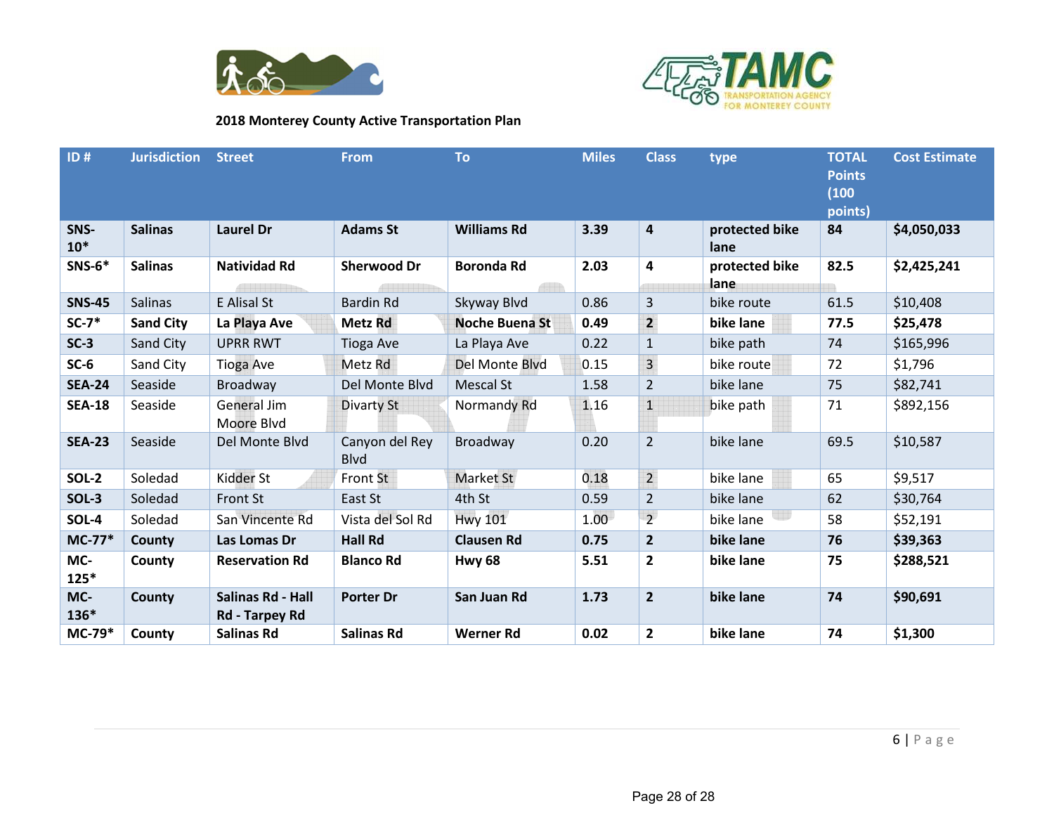**2018 Monterey County Active Transportation Plan**

| ID # | Jurisdiction | Street | From | To | Miles | Class | type | TOTAL Points (100 points) | Cost Estimate |
|---|---|---|---|---|---|---|---|---|---|
| **SNS-10*** | **Salinas** | **Laurel Dr** | **Adams St** | **Williams Rd** | **3.39** | **4** | **protected bike lane** | **84** | **$4,050,033** |
| **SNS-6*** | **Salinas** | **Natividad Rd** | **Sherwood Dr** | **Boronda Rd** | **2.03** | **4** | **protected bike lane** | **82.5** | **$2,425,241** |
| **SNS-45** | Salinas | E Alisal St | Bardin Rd | Skyway Blvd | 0.86 | 3 | bike route | 61.5 | $10,408 |
| **SC-7*** | **Sand City** | **La Playa Ave** | **Metz Rd** | **Noche Buena St** | **0.49** | **2** | **bike lane** | **77.5** | **$25,478** |
| **SC-3** | Sand City | UPRR RWT | Tioga Ave | La Playa Ave | 0.22 | 1 | bike path | 74 | $165,996 |
| **SC-6** | Sand City | Tioga Ave | Metz Rd | Del Monte Blvd | 0.15 | 3 | bike route | 72 | $1,796 |
| **SEA-24** | Seaside | Broadway | Del Monte Blvd | Mescal St | 1.58 | 2 | bike lane | 75 | $82,741 |
| **SEA-18** | Seaside | General Jim Moore Blvd | Divarty St | Normandy Rd | 1.16 | 1 | bike path | 71 | $892,156 |
| **SEA-23** | Seaside | Del Monte Blvd | Canyon del Rey Blvd | Broadway | 0.20 | 2 | bike lane | 69.5 | $10,587 |
| **SOL-2** | Soledad | Kidder St | Front St | Market St | 0.18 | 2 | bike lane | 65 | $9,517 |
| **SOL-3** | Soledad | Front St | East St | 4th St | 0.59 | 2 | bike lane | 62 | $30,764 |
| **SOL-4** | Soledad | San Vincente Rd | Vista del Sol Rd | Hwy 101 | 1.00 | 2 | bike lane | 58 | $52,191 |
| **MC-77*** | **County** | **Las Lomas Dr** | **Hall Rd** | **Clausen Rd** | **0.75** | **2** | **bike lane** | **76** | **$39,363** |
| **MC-125*** | **County** | **Reservation Rd** | **Blanco Rd** | **Hwy 68** | **5.51** | **2** | **bike lane** | **75** | **$288,521** |
| **MC-136*** | **County** | **Salinas Rd - Hall Rd - Tarpey Rd** | **Porter Dr** | **San Juan Rd** | **1.73** | **2** | **bike lane** | **74** | **$90,691** |
| **MC-79*** | **County** | **Salinas Rd** | **Salinas Rd** | **Werner Rd** | **0.02** | **2** | **bike lane** | **74** | **$1,300** |